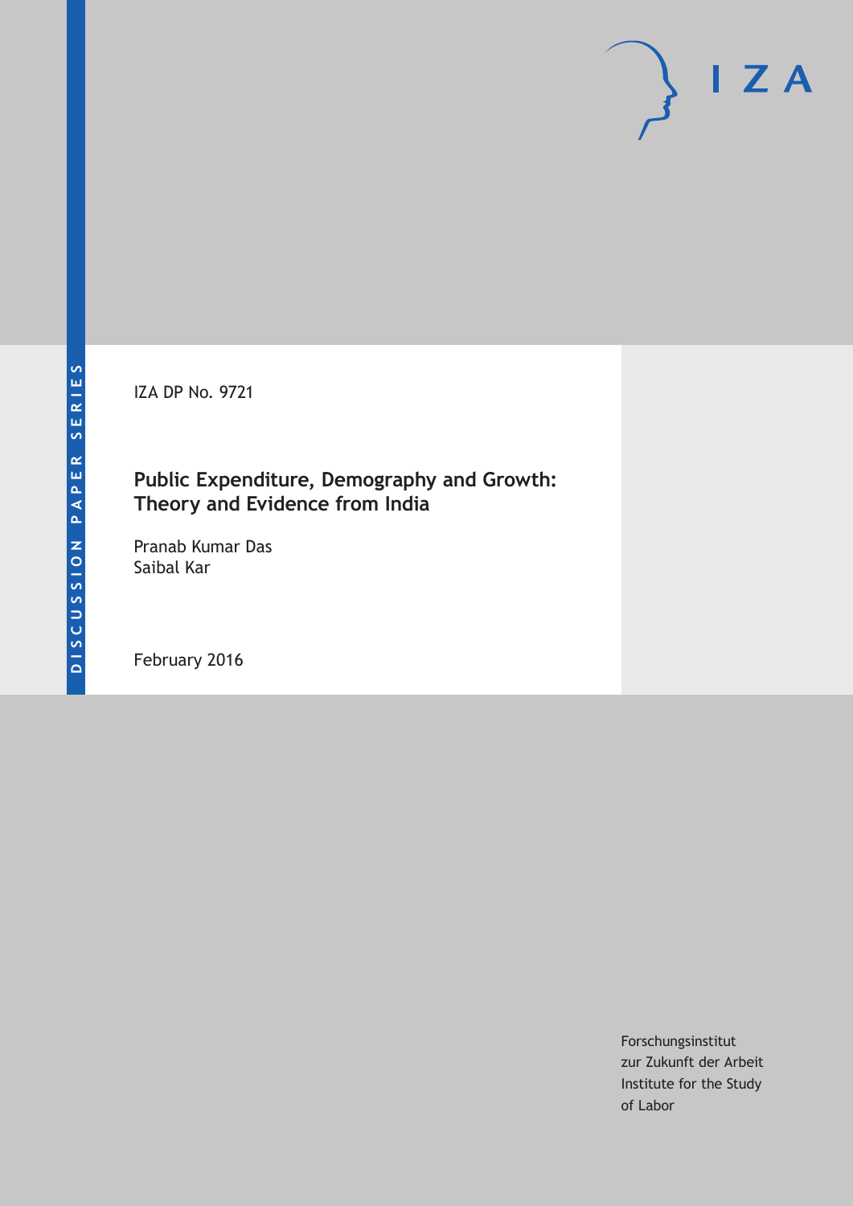DISCUSSION PAPER SERIES

IZA DP No. 9721

# Public Expenditure, Demography and Growth: Theory and Evidence from India

Pranab Kumar Das
Saibal Kar

February 2016

Forschungsinstitut
zur Zukunft der Arbeit
Institute for the Study
of Labor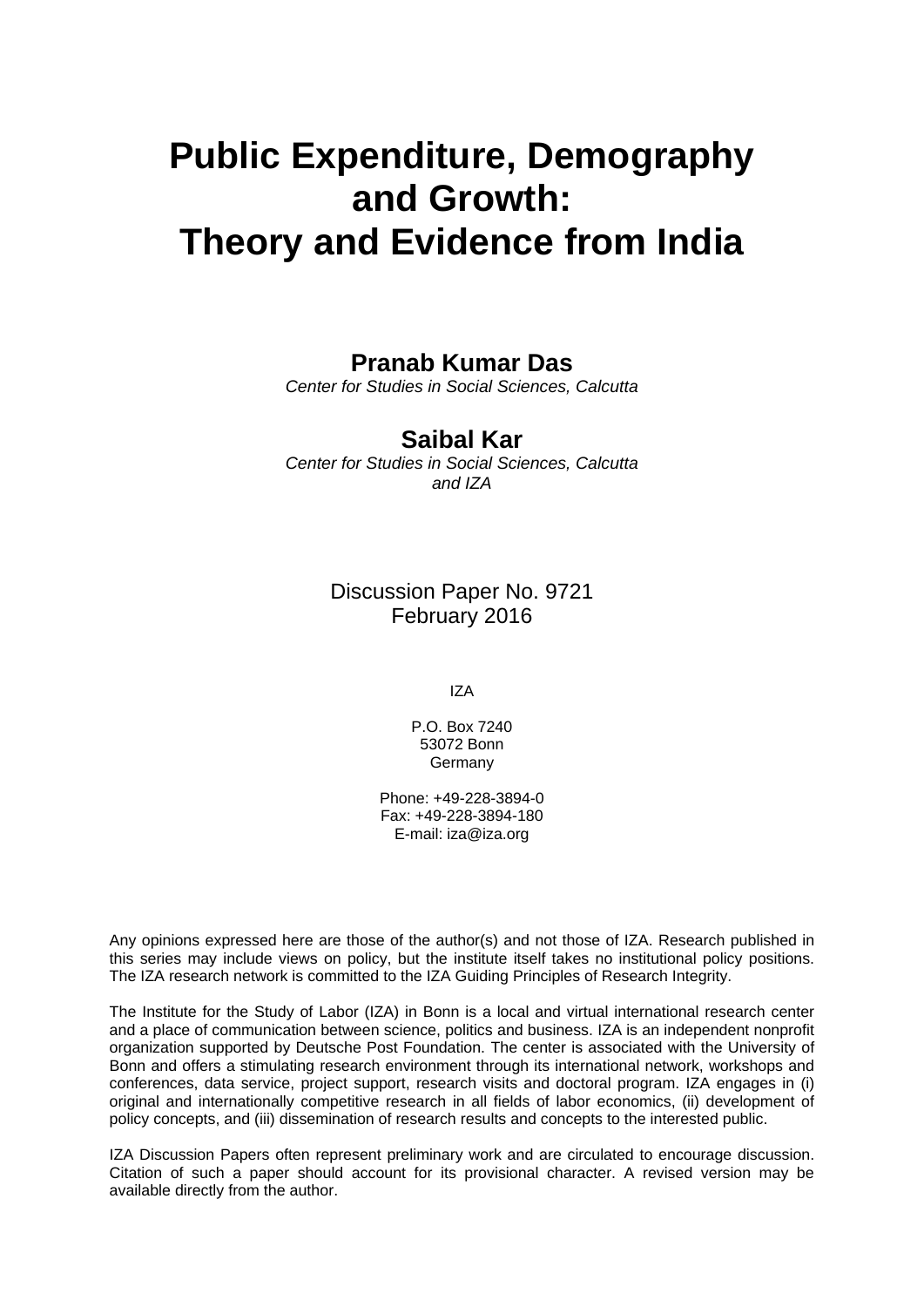# Public Expenditure, Demography and Growth: Theory and Evidence from India

**Pranab Kumar Das**

*Center for Studies in Social Sciences, Calcutta*

**Saibal Kar**

*Center for Studies in Social Sciences, Calcutta and IZA*

Discussion Paper No. 9721
February 2016

IZA

P.O. Box 7240
53072 Bonn
Germany

Phone: +49-228-3894-0
Fax: +49-228-3894-180
E-mail: iza@iza.org

Any opinions expressed here are those of the author(s) and not those of IZA. Research published in this series may include views on policy, but the institute itself takes no institutional policy positions. The IZA research network is committed to the IZA Guiding Principles of Research Integrity.

The Institute for the Study of Labor (IZA) in Bonn is a local and virtual international research center and a place of communication between science, politics and business. IZA is an independent nonprofit organization supported by Deutsche Post Foundation. The center is associated with the University of Bonn and offers a stimulating research environment through its international network, workshops and conferences, data service, project support, research visits and doctoral program. IZA engages in (i) original and internationally competitive research in all fields of labor economics, (ii) development of policy concepts, and (iii) dissemination of research results and concepts to the interested public.

IZA Discussion Papers often represent preliminary work and are circulated to encourage discussion. Citation of such a paper should account for its provisional character. A revised version may be available directly from the author.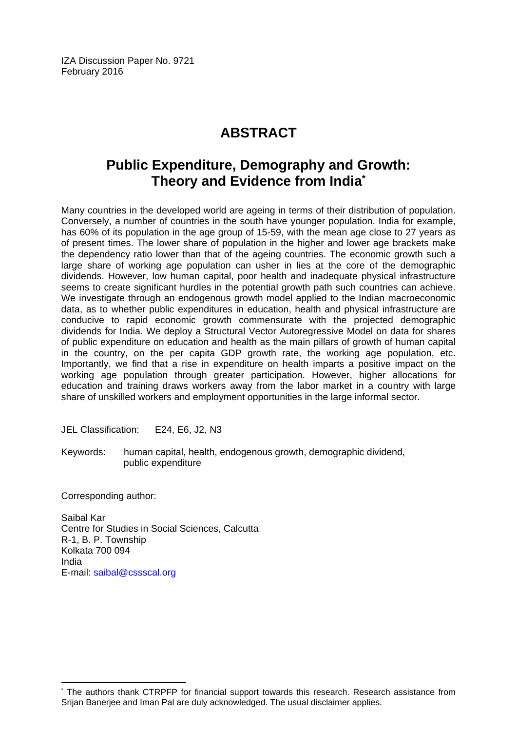IZA Discussion Paper No. 9721
February 2016

# ABSTRACT

## Public Expenditure, Demography and Growth: Theory and Evidence from India*

Many countries in the developed world are ageing in terms of their distribution of population. Conversely, a number of countries in the south have younger population. India for example, has 60% of its population in the age group of 15-59, with the mean age close to 27 years as of present times. The lower share of population in the higher and lower age brackets make the dependency ratio lower than that of the ageing countries. The economic growth such a large share of working age population can usher in lies at the core of the demographic dividends. However, low human capital, poor health and inadequate physical infrastructure seems to create significant hurdles in the potential growth path such countries can achieve. We investigate through an endogenous growth model applied to the Indian macroeconomic data, as to whether public expenditures in education, health and physical infrastructure are conducive to rapid economic growth commensurate with the projected demographic dividends for India. We deploy a Structural Vector Autoregressive Model on data for shares of public expenditure on education and health as the main pillars of growth of human capital in the country, on the per capita GDP growth rate, the working age population, etc. Importantly, we find that a rise in expenditure on health imparts a positive impact on the working age population through greater participation. However, higher allocations for education and training draws workers away from the labor market in a country with large share of unskilled workers and employment opportunities in the large informal sector.

JEL Classification: E24, E6, J2, N3

Keywords: human capital, health, endogenous growth, demographic dividend, public expenditure

Corresponding author:

Saibal Kar
Centre for Studies in Social Sciences, Calcutta
R-1, B. P. Township
Kolkata 700 094
India
E-mail: saibal@cssscal.org

* The authors thank CTRPFP for financial support towards this research. Research assistance from Srijan Banerjee and Iman Pal are duly acknowledged. The usual disclaimer applies.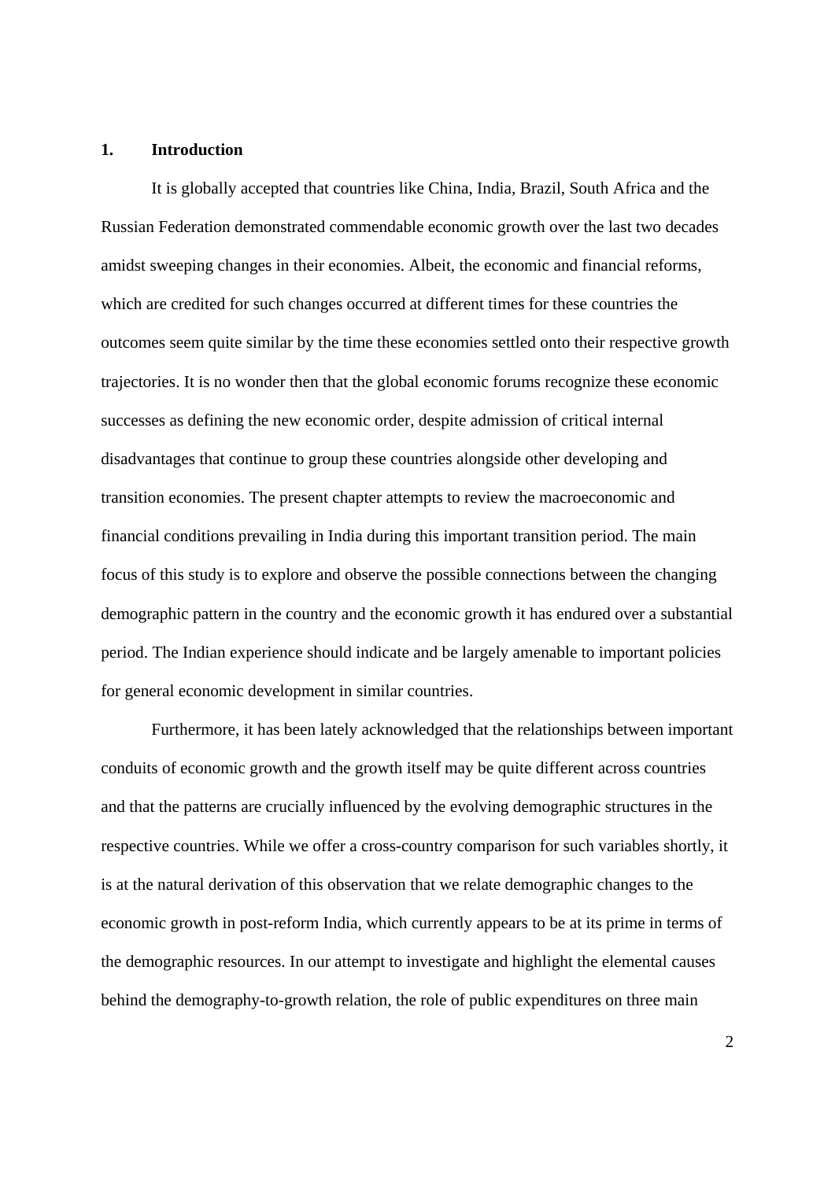## 1. Introduction

It is globally accepted that countries like China, India, Brazil, South Africa and the Russian Federation demonstrated commendable economic growth over the last two decades amidst sweeping changes in their economies. Albeit, the economic and financial reforms, which are credited for such changes occurred at different times for these countries the outcomes seem quite similar by the time these economies settled onto their respective growth trajectories. It is no wonder then that the global economic forums recognize these economic successes as defining the new economic order, despite admission of critical internal disadvantages that continue to group these countries alongside other developing and transition economies. The present chapter attempts to review the macroeconomic and financial conditions prevailing in India during this important transition period. The main focus of this study is to explore and observe the possible connections between the changing demographic pattern in the country and the economic growth it has endured over a substantial period. The Indian experience should indicate and be largely amenable to important policies for general economic development in similar countries.

Furthermore, it has been lately acknowledged that the relationships between important conduits of economic growth and the growth itself may be quite different across countries and that the patterns are crucially influenced by the evolving demographic structures in the respective countries. While we offer a cross-country comparison for such variables shortly, it is at the natural derivation of this observation that we relate demographic changes to the economic growth in post-reform India, which currently appears to be at its prime in terms of the demographic resources. In our attempt to investigate and highlight the elemental causes behind the demography-to-growth relation, the role of public expenditures on three main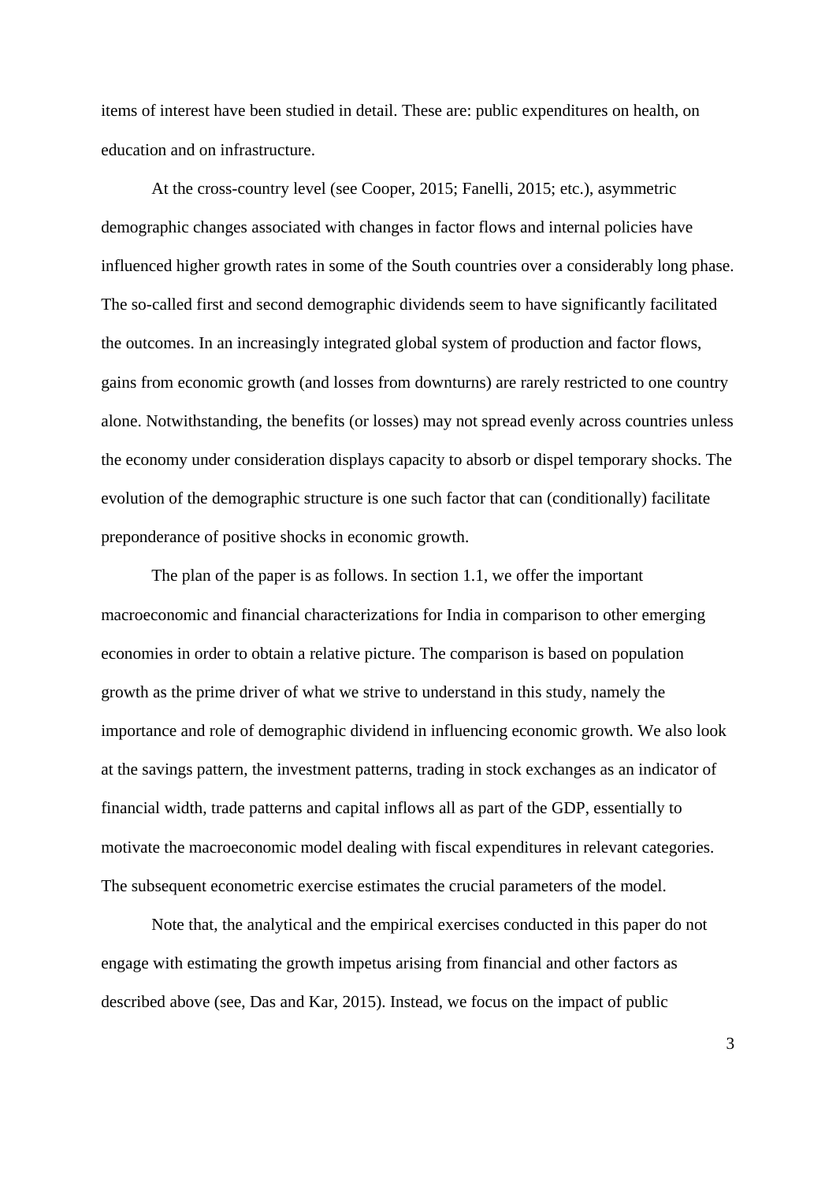items of interest have been studied in detail. These are: public expenditures on health, on education and on infrastructure.

At the cross-country level (see Cooper, 2015; Fanelli, 2015; etc.), asymmetric demographic changes associated with changes in factor flows and internal policies have influenced higher growth rates in some of the South countries over a considerably long phase. The so-called first and second demographic dividends seem to have significantly facilitated the outcomes. In an increasingly integrated global system of production and factor flows, gains from economic growth (and losses from downturns) are rarely restricted to one country alone. Notwithstanding, the benefits (or losses) may not spread evenly across countries unless the economy under consideration displays capacity to absorb or dispel temporary shocks. The evolution of the demographic structure is one such factor that can (conditionally) facilitate preponderance of positive shocks in economic growth.

The plan of the paper is as follows. In section 1.1, we offer the important macroeconomic and financial characterizations for India in comparison to other emerging economies in order to obtain a relative picture. The comparison is based on population growth as the prime driver of what we strive to understand in this study, namely the importance and role of demographic dividend in influencing economic growth. We also look at the savings pattern, the investment patterns, trading in stock exchanges as an indicator of financial width, trade patterns and capital inflows all as part of the GDP, essentially to motivate the macroeconomic model dealing with fiscal expenditures in relevant categories. The subsequent econometric exercise estimates the crucial parameters of the model.

Note that, the analytical and the empirical exercises conducted in this paper do not engage with estimating the growth impetus arising from financial and other factors as described above (see, Das and Kar, 2015). Instead, we focus on the impact of public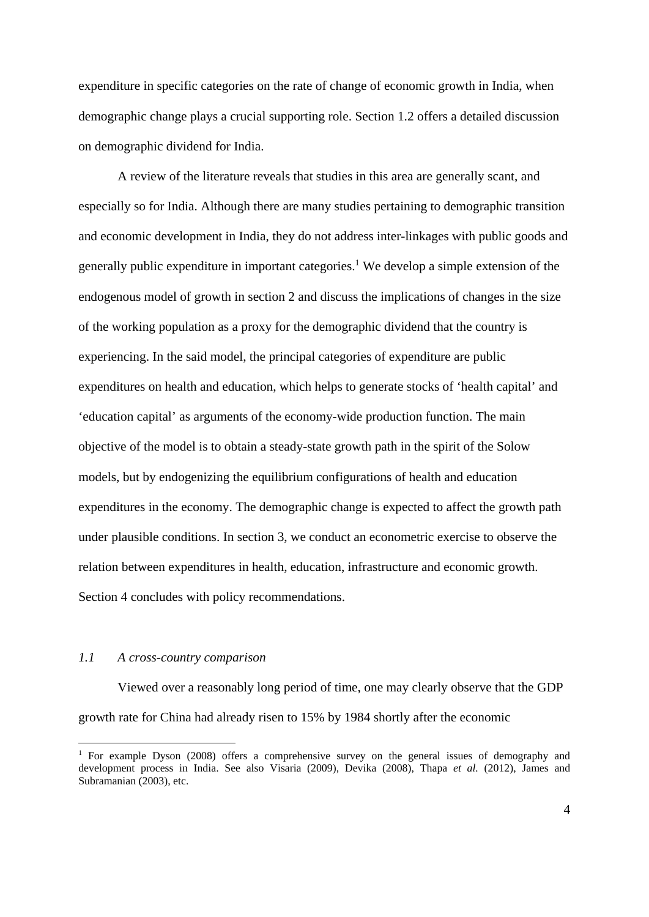expenditure in specific categories on the rate of change of economic growth in India, when demographic change plays a crucial supporting role. Section 1.2 offers a detailed discussion on demographic dividend for India.

A review of the literature reveals that studies in this area are generally scant, and especially so for India. Although there are many studies pertaining to demographic transition and economic development in India, they do not address inter-linkages with public goods and generally public expenditure in important categories.[1] We develop a simple extension of the endogenous model of growth in section 2 and discuss the implications of changes in the size of the working population as a proxy for the demographic dividend that the country is experiencing. In the said model, the principal categories of expenditure are public expenditures on health and education, which helps to generate stocks of 'health capital' and 'education capital' as arguments of the economy-wide production function. The main objective of the model is to obtain a steady-state growth path in the spirit of the Solow models, but by endogenizing the equilibrium configurations of health and education expenditures in the economy. The demographic change is expected to affect the growth path under plausible conditions. In section 3, we conduct an econometric exercise to observe the relation between expenditures in health, education, infrastructure and economic growth. Section 4 concludes with policy recommendations.

### *1.1 A cross-country comparison*

Viewed over a reasonably long period of time, one may clearly observe that the GDP growth rate for China had already risen to 15% by 1984 shortly after the economic

[1] For example Dyson (2008) offers a comprehensive survey on the general issues of demography and development process in India. See also Visaria (2009), Devika (2008), Thapa *et al.* (2012), James and Subramanian (2003), etc.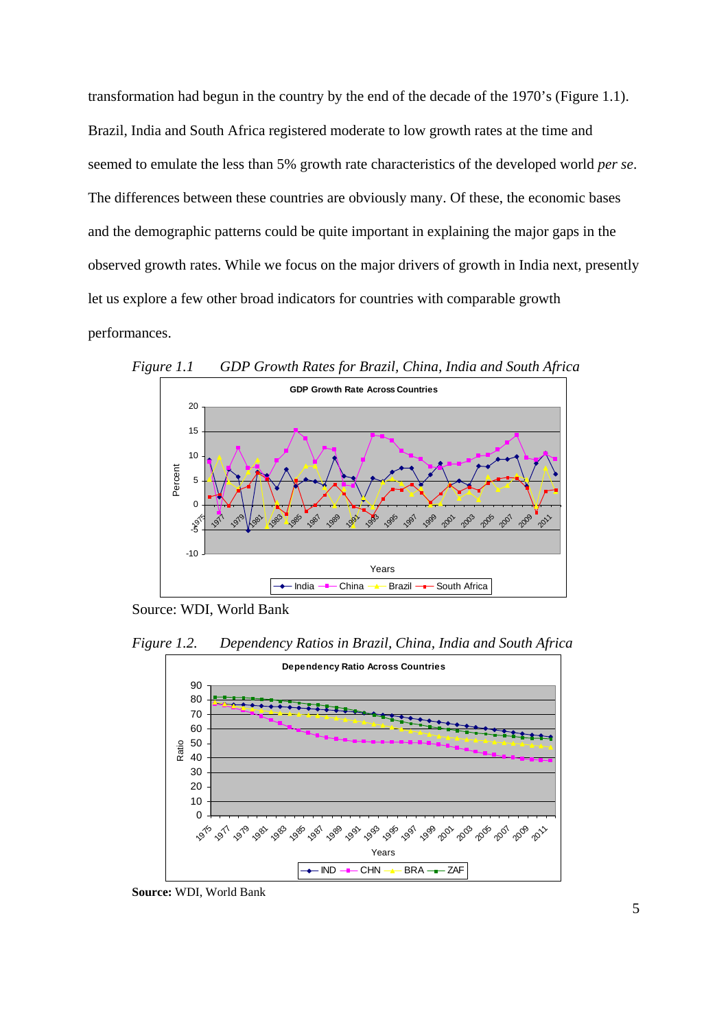transformation had begun in the country by the end of the decade of the 1970's (Figure 1.1). Brazil, India and South Africa registered moderate to low growth rates at the time and seemed to emulate the less than 5% growth rate characteristics of the developed world *per se*. The differences between these countries are obviously many. Of these, the economic bases and the demographic patterns could be quite important in explaining the major gaps in the observed growth rates. While we focus on the major drivers of growth in India next, presently let us explore a few other broad indicators for countries with comparable growth performances.

*Figure 1.1 GDP Growth Rates for Brazil, China, India and South Africa*

Source: WDI, World Bank

*Figure 1.2. Dependency Ratios in Brazil, China, India and South Africa*

**Source:** WDI, World Bank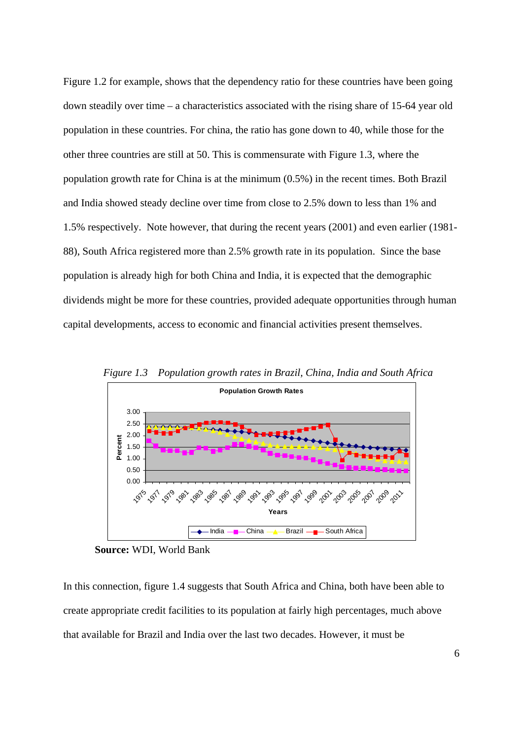Figure 1.2 for example, shows that the dependency ratio for these countries have been going down steadily over time – a characteristics associated with the rising share of 15-64 year old population in these countries. For china, the ratio has gone down to 40, while those for the other three countries are still at 50. This is commensurate with Figure 1.3, where the population growth rate for China is at the minimum (0.5%) in the recent times. Both Brazil and India showed steady decline over time from close to 2.5% down to less than 1% and 1.5% respectively. Note however, that during the recent years (2001) and even earlier (1981-88), South Africa registered more than 2.5% growth rate in its population. Since the base population is already high for both China and India, it is expected that the demographic dividends might be more for these countries, provided adequate opportunities through human capital developments, access to economic and financial activities present themselves.

*Figure 1.3 Population growth rates in Brazil, China, India and South Africa*

**Source:** WDI, World Bank

In this connection, figure 1.4 suggests that South Africa and China, both have been able to create appropriate credit facilities to its population at fairly high percentages, much above that available for Brazil and India over the last two decades. However, it must be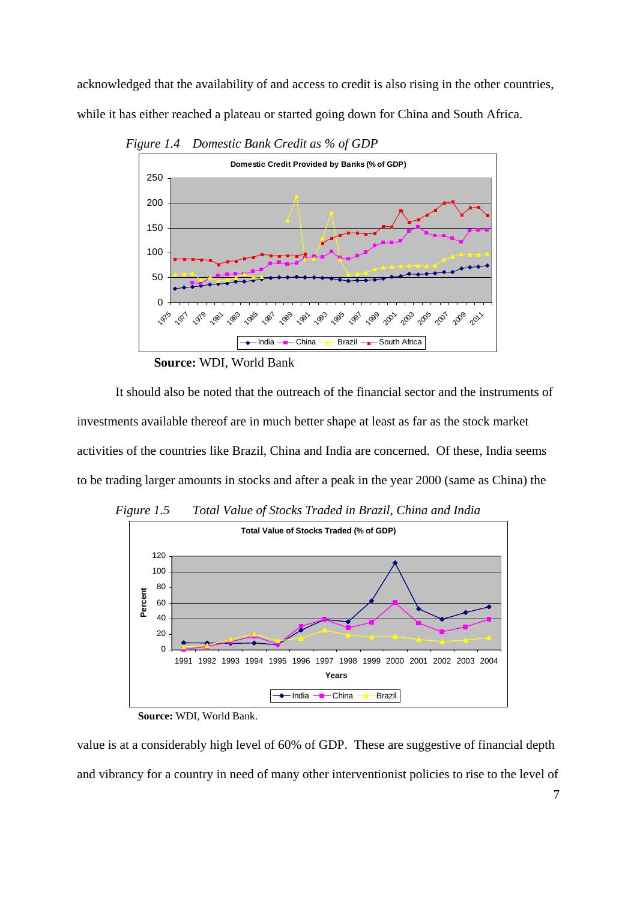acknowledged that the availability of and access to credit is also rising in the other countries, while it has either reached a plateau or started going down for China and South Africa.

*Figure 1.4 Domestic Bank Credit as % of GDP*

**Source:** WDI, World Bank

It should also be noted that the outreach of the financial sector and the instruments of investments available thereof are in much better shape at least as far as the stock market activities of the countries like Brazil, China and India are concerned. Of these, India seems to be trading larger amounts in stocks and after a peak in the year 2000 (same as China) the

*Figure 1.5 Total Value of Stocks Traded in Brazil, China and India*

**Source:** WDI, World Bank.

value is at a considerably high level of 60% of GDP. These are suggestive of financial depth and vibrancy for a country in need of many other interventionist policies to rise to the level of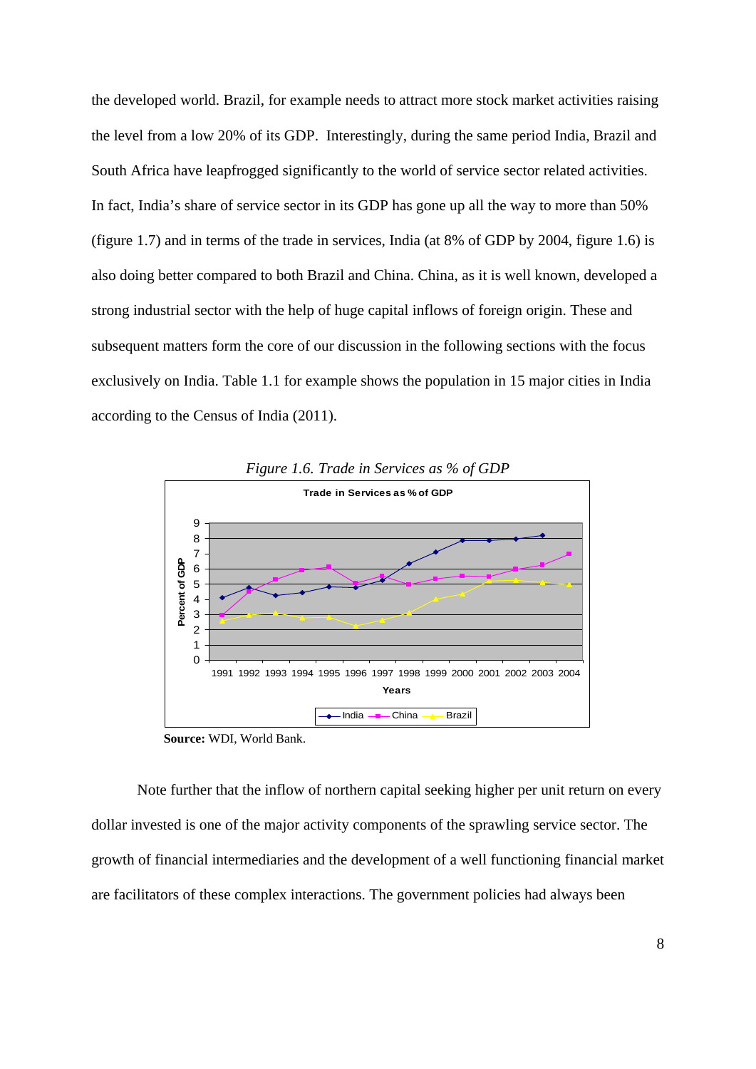the developed world. Brazil, for example needs to attract more stock market activities raising the level from a low 20% of its GDP. Interestingly, during the same period India, Brazil and South Africa have leapfrogged significantly to the world of service sector related activities. In fact, India's share of service sector in its GDP has gone up all the way to more than 50% (figure 1.7) and in terms of the trade in services, India (at 8% of GDP by 2004, figure 1.6) is also doing better compared to both Brazil and China. China, as it is well known, developed a strong industrial sector with the help of huge capital inflows of foreign origin. These and subsequent matters form the core of our discussion in the following sections with the focus exclusively on India. Table 1.1 for example shows the population in 15 major cities in India according to the Census of India (2011).

*Figure 1.6. Trade in Services as % of GDP*

**Source:** WDI, World Bank.

Note further that the inflow of northern capital seeking higher per unit return on every dollar invested is one of the major activity components of the sprawling service sector. The growth of financial intermediaries and the development of a well functioning financial market are facilitators of these complex interactions. The government policies had always been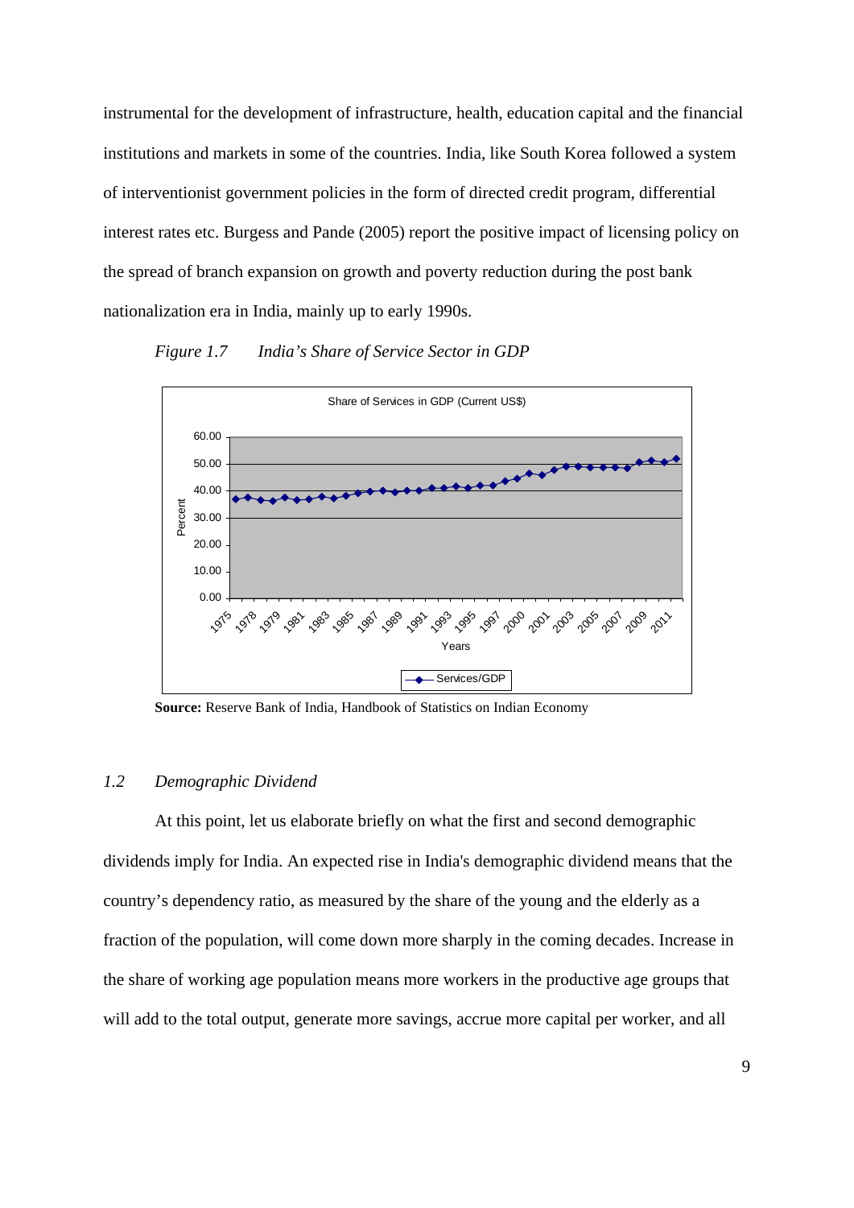instrumental for the development of infrastructure, health, education capital and the financial institutions and markets in some of the countries. India, like South Korea followed a system of interventionist government policies in the form of directed credit program, differential interest rates etc. Burgess and Pande (2005) report the positive impact of licensing policy on the spread of branch expansion on growth and poverty reduction during the post bank nationalization era in India, mainly up to early 1990s.

*Figure 1.7 India's Share of Service Sector in GDP*

**Source:** Reserve Bank of India, Handbook of Statistics on Indian Economy

## *1.2 Demographic Dividend*

At this point, let us elaborate briefly on what the first and second demographic dividends imply for India. An expected rise in India's demographic dividend means that the country's dependency ratio, as measured by the share of the young and the elderly as a fraction of the population, will come down more sharply in the coming decades. Increase in the share of working age population means more workers in the productive age groups that will add to the total output, generate more savings, accrue more capital per worker, and all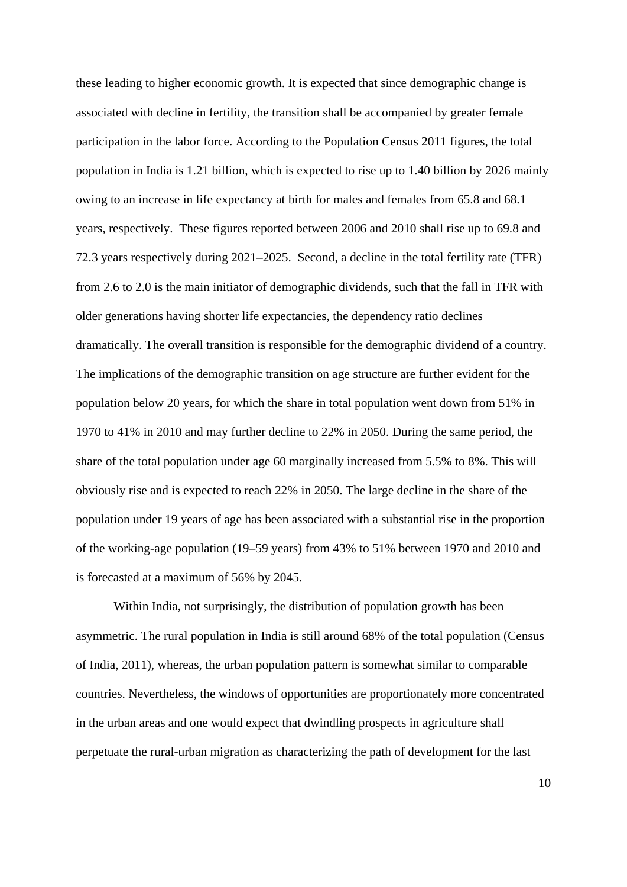these leading to higher economic growth. It is expected that since demographic change is associated with decline in fertility, the transition shall be accompanied by greater female participation in the labor force. According to the Population Census 2011 figures, the total population in India is 1.21 billion, which is expected to rise up to 1.40 billion by 2026 mainly owing to an increase in life expectancy at birth for males and females from 65.8 and 68.1 years, respectively. These figures reported between 2006 and 2010 shall rise up to 69.8 and 72.3 years respectively during 2021–2025. Second, a decline in the total fertility rate (TFR) from 2.6 to 2.0 is the main initiator of demographic dividends, such that the fall in TFR with older generations having shorter life expectancies, the dependency ratio declines dramatically. The overall transition is responsible for the demographic dividend of a country. The implications of the demographic transition on age structure are further evident for the population below 20 years, for which the share in total population went down from 51% in 1970 to 41% in 2010 and may further decline to 22% in 2050. During the same period, the share of the total population under age 60 marginally increased from 5.5% to 8%. This will obviously rise and is expected to reach 22% in 2050. The large decline in the share of the population under 19 years of age has been associated with a substantial rise in the proportion of the working-age population (19–59 years) from 43% to 51% between 1970 and 2010 and is forecasted at a maximum of 56% by 2045.

Within India, not surprisingly, the distribution of population growth has been asymmetric. The rural population in India is still around 68% of the total population (Census of India, 2011), whereas, the urban population pattern is somewhat similar to comparable countries. Nevertheless, the windows of opportunities are proportionately more concentrated in the urban areas and one would expect that dwindling prospects in agriculture shall perpetuate the rural-urban migration as characterizing the path of development for the last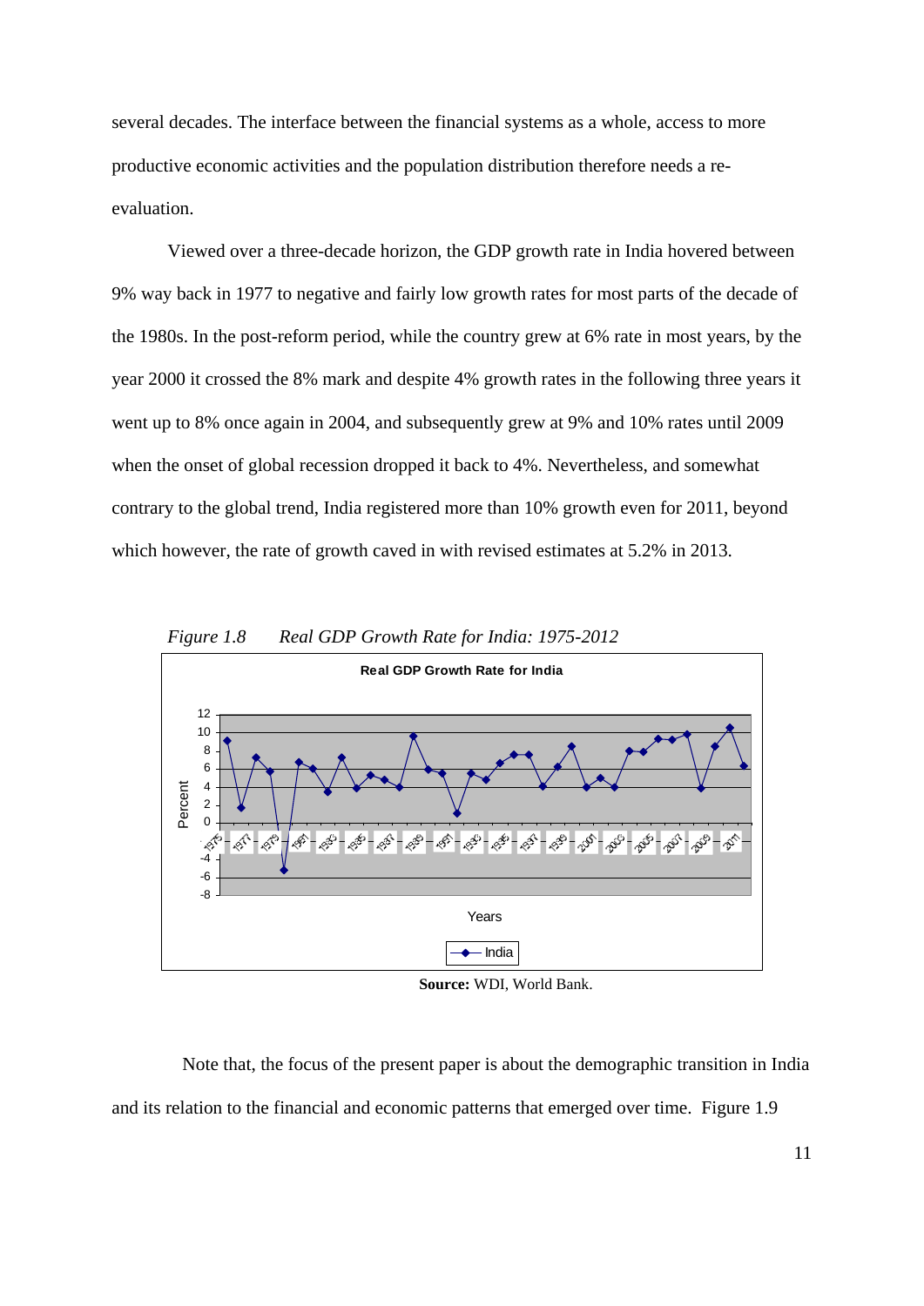several decades. The interface between the financial systems as a whole, access to more productive economic activities and the population distribution therefore needs a re-evaluation.

Viewed over a three-decade horizon, the GDP growth rate in India hovered between 9% way back in 1977 to negative and fairly low growth rates for most parts of the decade of the 1980s. In the post-reform period, while the country grew at 6% rate in most years, by the year 2000 it crossed the 8% mark and despite 4% growth rates in the following three years it went up to 8% once again in 2004, and subsequently grew at 9% and 10% rates until 2009 when the onset of global recession dropped it back to 4%. Nevertheless, and somewhat contrary to the global trend, India registered more than 10% growth even for 2011, beyond which however, the rate of growth caved in with revised estimates at 5.2% in 2013.

*Figure 1.8 Real GDP Growth Rate for India: 1975-2012*

**Source:** WDI, World Bank.

Note that, the focus of the present paper is about the demographic transition in India and its relation to the financial and economic patterns that emerged over time. Figure 1.9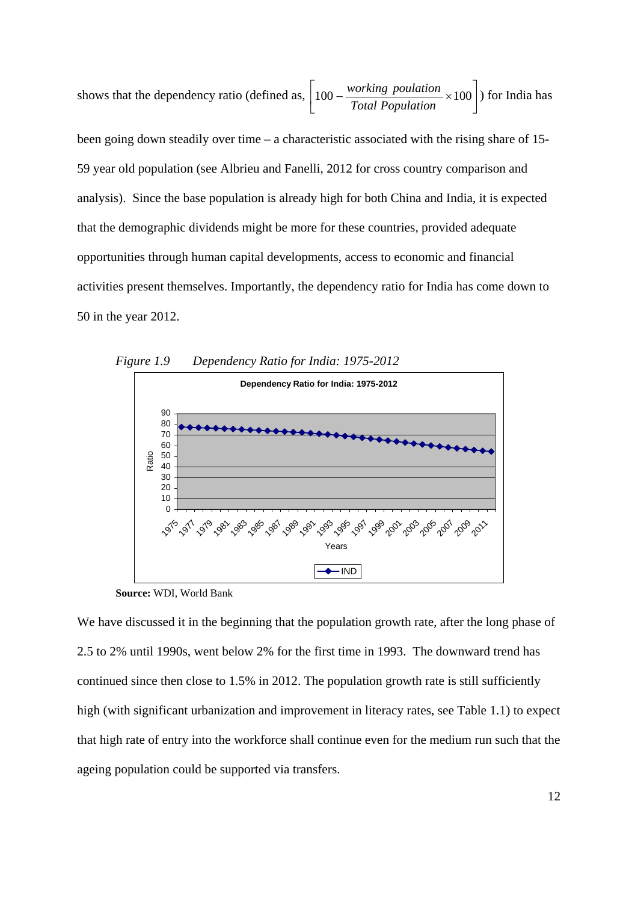shows that the dependency ratio (defined as, $\left[100 - \frac{working\ poulation}{Total\ Population} \times 100\right]$) for India has been going down steadily over time – a characteristic associated with the rising share of 15-59 year old population (see Albrieu and Fanelli, 2012 for cross country comparison and analysis). Since the base population is already high for both China and India, it is expected that the demographic dividends might be more for these countries, provided adequate opportunities through human capital developments, access to economic and financial activities present themselves. Importantly, the dependency ratio for India has come down to 50 in the year 2012.

*Figure 1.9 Dependency Ratio for India: 1975-2012*

**Source:** WDI, World Bank

We have discussed it in the beginning that the population growth rate, after the long phase of 2.5 to 2% until 1990s, went below 2% for the first time in 1993. The downward trend has continued since then close to 1.5% in 2012. The population growth rate is still sufficiently high (with significant urbanization and improvement in literacy rates, see Table 1.1) to expect that high rate of entry into the workforce shall continue even for the medium run such that the ageing population could be supported via transfers.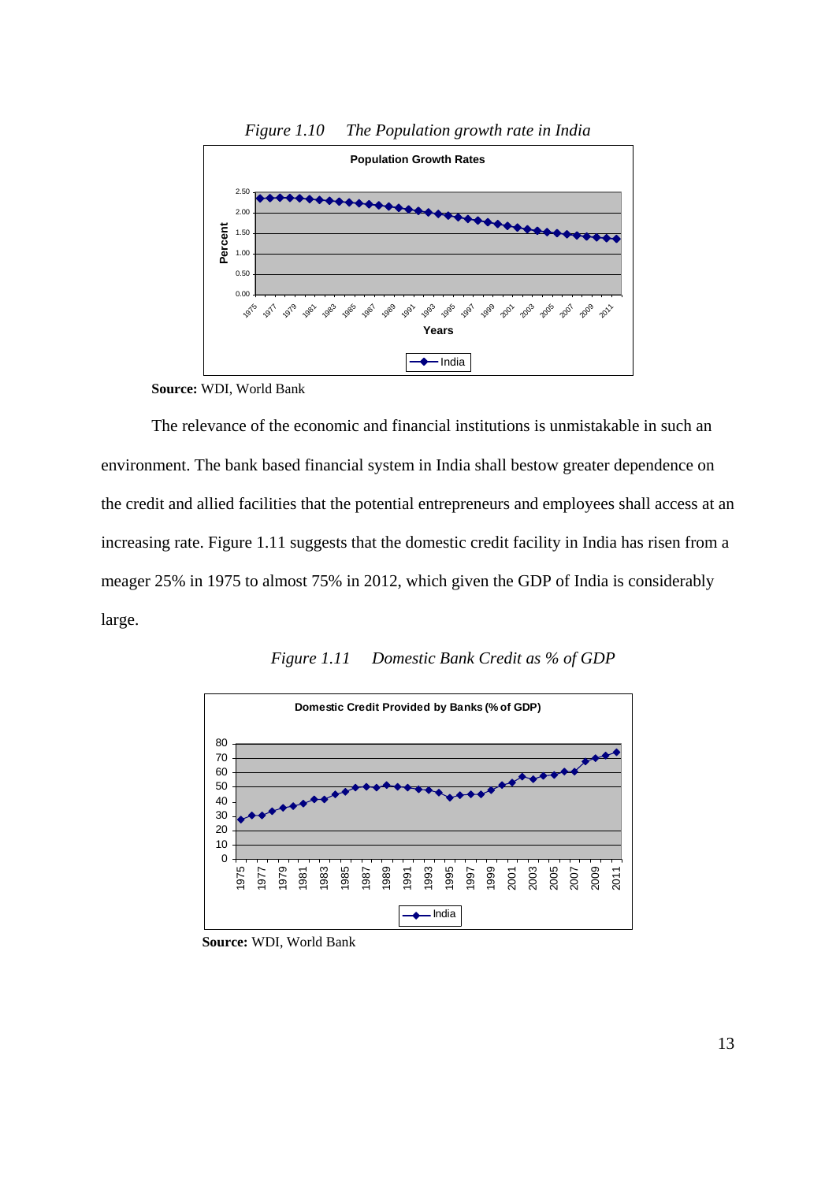*Figure 1.10 The Population growth rate in India*

**Source:** WDI, World Bank

The relevance of the economic and financial institutions is unmistakable in such an environment. The bank based financial system in India shall bestow greater dependence on the credit and allied facilities that the potential entrepreneurs and employees shall access at an increasing rate. Figure 1.11 suggests that the domestic credit facility in India has risen from a meager 25% in 1975 to almost 75% in 2012, which given the GDP of India is considerably large.

*Figure 1.11 Domestic Bank Credit as % of GDP*

**Source:** WDI, World Bank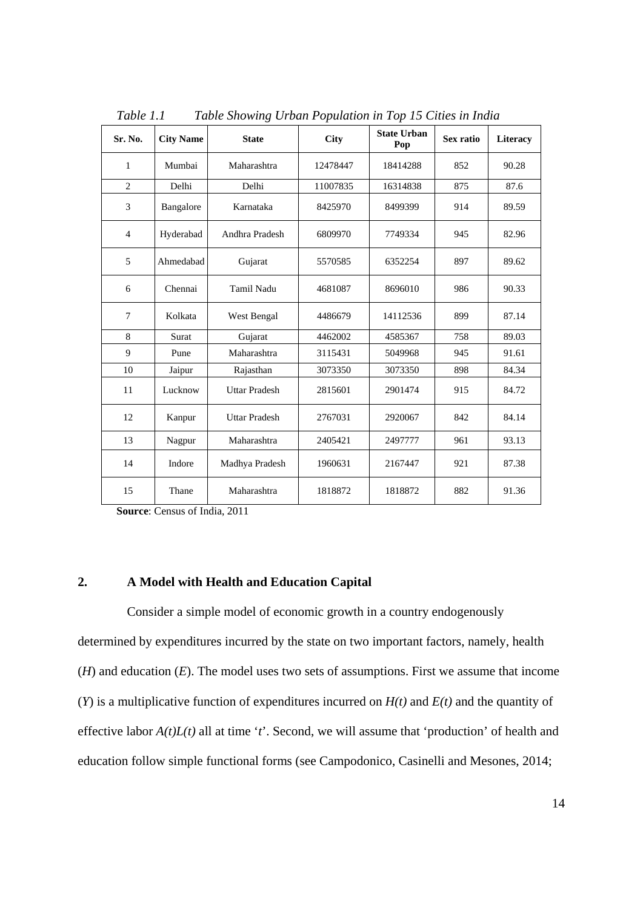*Table 1.1 Table Showing Urban Population in Top 15 Cities in India*

| Sr. No. | City Name | State | City | State Urban Pop | Sex ratio | Literacy |
|---|---|---|---|---|---|---|
| 1 | Mumbai | Maharashtra | 12478447 | 18414288 | 852 | 90.28 |
| 2 | Delhi | Delhi | 11007835 | 16314838 | 875 | 87.6 |
| 3 | Bangalore | Karnataka | 8425970 | 8499399 | 914 | 89.59 |
| 4 | Hyderabad | Andhra Pradesh | 6809970 | 7749334 | 945 | 82.96 |
| 5 | Ahmedabad | Gujarat | 5570585 | 6352254 | 897 | 89.62 |
| 6 | Chennai | Tamil Nadu | 4681087 | 8696010 | 986 | 90.33 |
| 7 | Kolkata | West Bengal | 4486679 | 14112536 | 899 | 87.14 |
| 8 | Surat | Gujarat | 4462002 | 4585367 | 758 | 89.03 |
| 9 | Pune | Maharashtra | 3115431 | 5049968 | 945 | 91.61 |
| 10 | Jaipur | Rajasthan | 3073350 | 3073350 | 898 | 84.34 |
| 11 | Lucknow | Uttar Pradesh | 2815601 | 2901474 | 915 | 84.72 |
| 12 | Kanpur | Uttar Pradesh | 2767031 | 2920067 | 842 | 84.14 |
| 13 | Nagpur | Maharashtra | 2405421 | 2497777 | 961 | 93.13 |
| 14 | Indore | Madhya Pradesh | 1960631 | 2167447 | 921 | 87.38 |
| 15 | Thane | Maharashtra | 1818872 | 1818872 | 882 | 91.36 |

**Source**: Census of India, 2011

## 2. A Model with Health and Education Capital

Consider a simple model of economic growth in a country endogenously determined by expenditures incurred by the state on two important factors, namely, health (*H*) and education (*E*). The model uses two sets of assumptions. First we assume that income (*Y*) is a multiplicative function of expenditures incurred on $H(t)$ and $E(t)$ and the quantity of effective labor $A(t)L(t)$ all at time '*t*'. Second, we will assume that 'production' of health and education follow simple functional forms (see Campodonico, Casinelli and Mesones, 2014;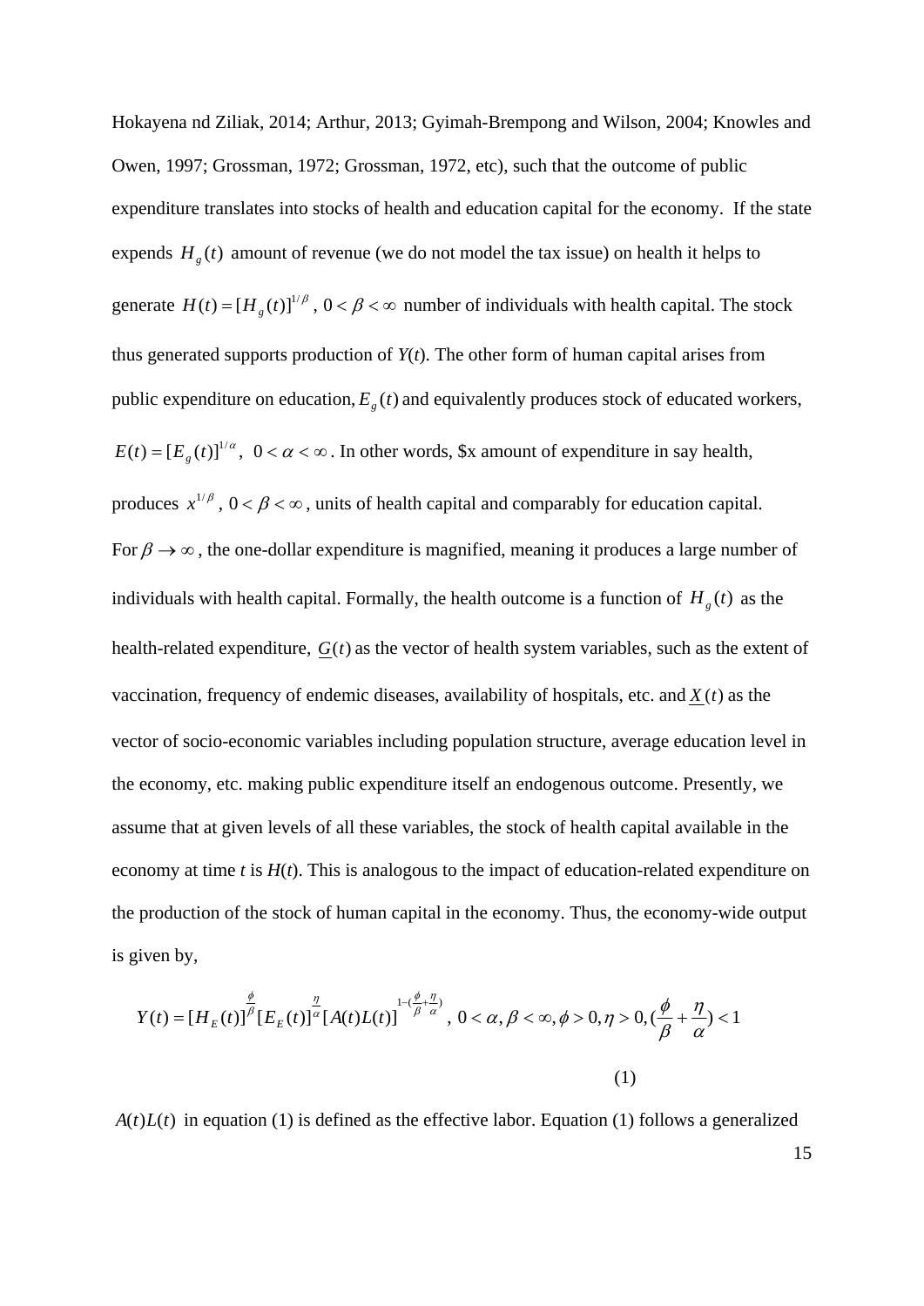Hokayena nd Ziliak, 2014; Arthur, 2013; Gyimah-Brempong and Wilson, 2004; Knowles and Owen, 1997; Grossman, 1972; Grossman, 1972, etc), such that the outcome of public expenditure translates into stocks of health and education capital for the economy. If the state expends $H_g(t)$ amount of revenue (we do not model the tax issue) on health it helps to generate $H(t) = [H_g(t)]^{1/\beta}$, $0 < \beta < \infty$ number of individuals with health capital. The stock thus generated supports production of $Y(t)$. The other form of human capital arises from public expenditure on education, $E_g(t)$ and equivalently produces stock of educated workers, $E(t) = [E_g(t)]^{1/\alpha}$, $0 < \alpha < \infty$. In other words, \$x amount of expenditure in say health, produces $x^{1/\beta}$, $0 < \beta < \infty$, units of health capital and comparably for education capital. For $\beta \to \infty$, the one-dollar expenditure is magnified, meaning it produces a large number of individuals with health capital. Formally, the health outcome is a function of $H_g(t)$ as the health-related expenditure, $\underline{G}(t)$ as the vector of health system variables, such as the extent of vaccination, frequency of endemic diseases, availability of hospitals, etc. and $\underline{X}(t)$ as the vector of socio-economic variables including population structure, average education level in the economy, etc. making public expenditure itself an endogenous outcome. Presently, we assume that at given levels of all these variables, the stock of health capital available in the economy at time *t* is *H*(*t*). This is analogous to the impact of education-related expenditure on the production of the stock of human capital in the economy. Thus, the economy-wide output is given by,

$$Y(t) = [H_E(t)]^{\frac{\phi}{\beta}} [E_E(t)]^{\frac{\eta}{\alpha}} [A(t)L(t)]^{1-(\frac{\phi}{\beta}+\frac{\eta}{\alpha})}, \; 0 < \alpha, \beta < \infty, \phi > 0, \eta > 0, (\frac{\phi}{\beta} + \frac{\eta}{\alpha}) < 1 \tag{1}$$

$A(t)L(t)$ in equation (1) is defined as the effective labor. Equation (1) follows a generalized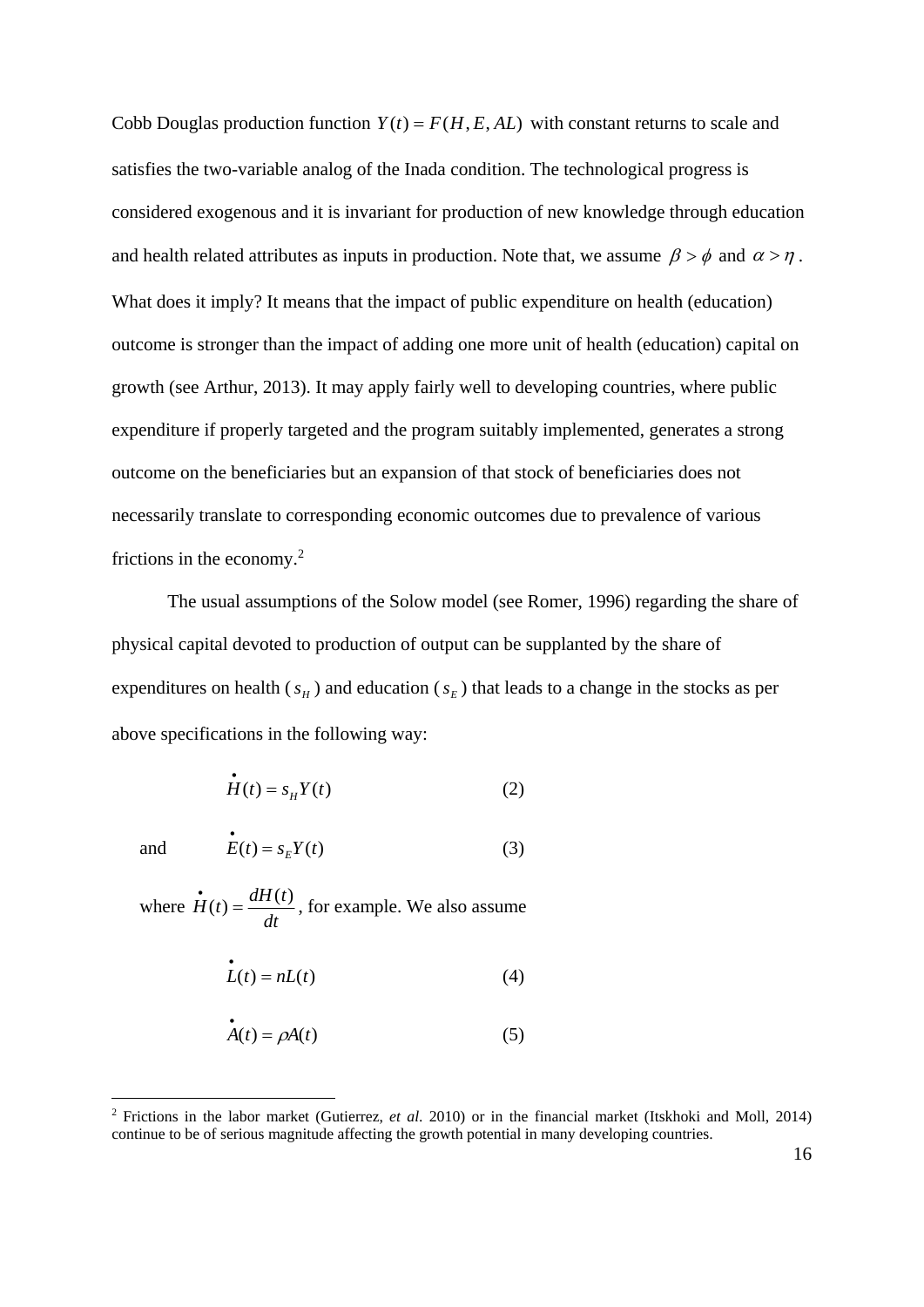Cobb Douglas production function $Y(t) = F(H, E, AL)$ with constant returns to scale and satisfies the two-variable analog of the Inada condition. The technological progress is considered exogenous and it is invariant for production of new knowledge through education and health related attributes as inputs in production. Note that, we assume $\beta > \phi$ and $\alpha > \eta$. What does it imply? It means that the impact of public expenditure on health (education) outcome is stronger than the impact of adding one more unit of health (education) capital on growth (see Arthur, 2013). It may apply fairly well to developing countries, where public expenditure if properly targeted and the program suitably implemented, generates a strong outcome on the beneficiaries but an expansion of that stock of beneficiaries does not necessarily translate to corresponding economic outcomes due to prevalence of various frictions in the economy.[2]

The usual assumptions of the Solow model (see Romer, 1996) regarding the share of physical capital devoted to production of output can be supplanted by the share of expenditures on health ($s_H$) and education ($s_E$) that leads to a change in the stocks as per above specifications in the following way:

$$\dot{H}(t) = s_H Y(t) \qquad (2)$$

and

$$\dot{E}(t) = s_E Y(t) \qquad (3)$$

where $\dot{H}(t) = \frac{dH(t)}{dt}$, for example. We also assume

$$\dot{L}(t) = nL(t) \qquad (4)$$

$$\dot{A}(t) = \rho A(t) \qquad (5)$$

[2] Frictions in the labor market (Gutierrez, *et al.* 2010) or in the financial market (Itskhoki and Moll, 2014) continue to be of serious magnitude affecting the growth potential in many developing countries.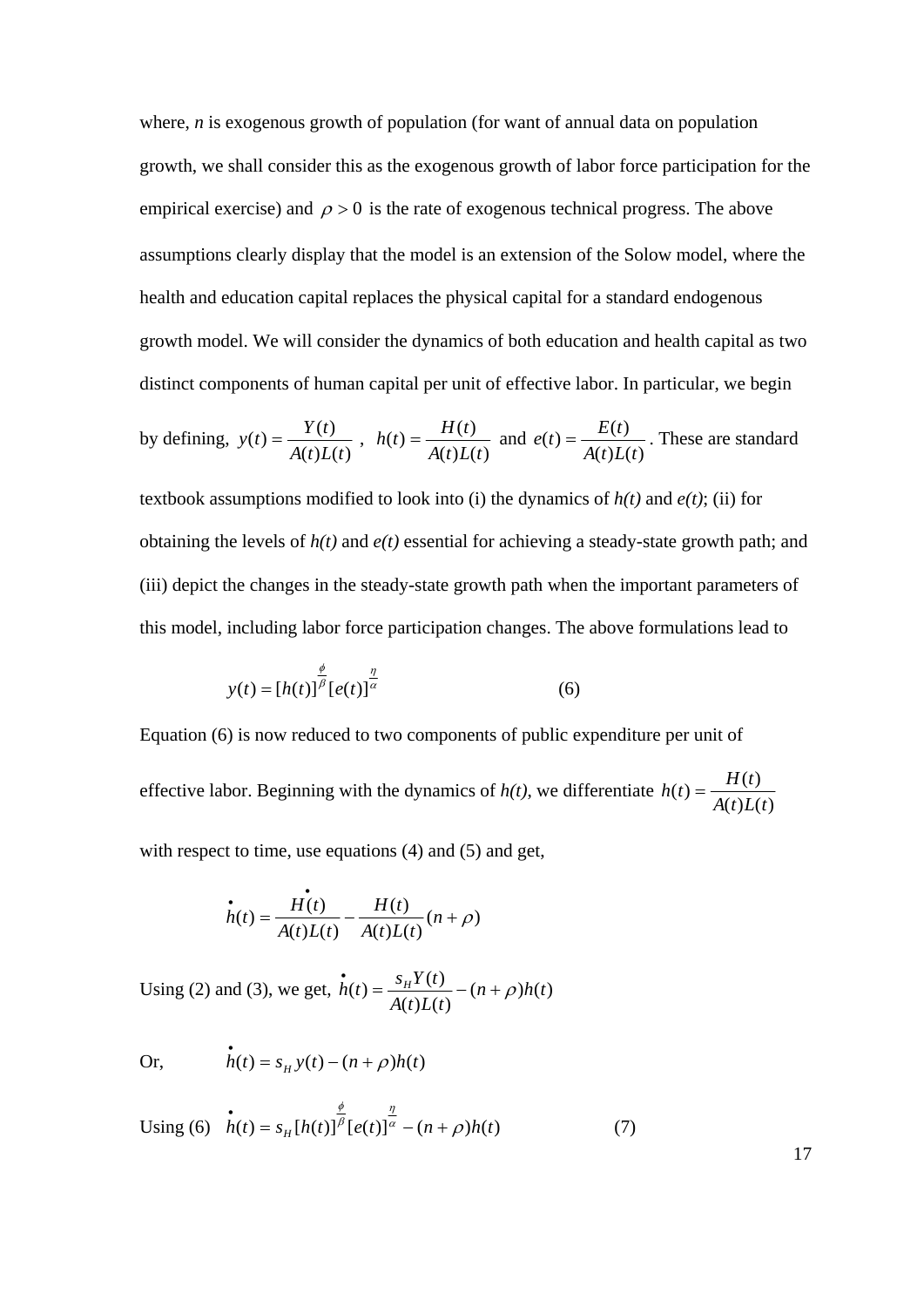where, $n$ is exogenous growth of population (for want of annual data on population growth, we shall consider this as the exogenous growth of labor force participation for the empirical exercise) and $\rho > 0$ is the rate of exogenous technical progress. The above assumptions clearly display that the model is an extension of the Solow model, where the health and education capital replaces the physical capital for a standard endogenous growth model. We will consider the dynamics of both education and health capital as two distinct components of human capital per unit of effective labor. In particular, we begin by defining, $y(t) = \dfrac{Y(t)}{A(t)L(t)}$ , $h(t) = \dfrac{H(t)}{A(t)L(t)}$ and $e(t) = \dfrac{E(t)}{A(t)L(t)}$. These are standard textbook assumptions modified to look into (i) the dynamics of *h(t)* and *e(t)*; (ii) for obtaining the levels of *h(t)* and *e(t)* essential for achieving a steady-state growth path; and (iii) depict the changes in the steady-state growth path when the important parameters of this model, including labor force participation changes. The above formulations lead to

$$y(t) = [h(t)]^{\frac{\phi}{\beta}}[e(t)]^{\frac{\eta}{\alpha}} \tag{6}$$

Equation (6) is now reduced to two components of public expenditure per unit of effective labor. Beginning with the dynamics of *h(t)*, we differentiate $h(t) = \dfrac{H(t)}{A(t)L(t)}$ with respect to time, use equations (4) and (5) and get,

$$\dot{h}(t) = \frac{\dot{H}(t)}{A(t)L(t)} - \frac{H(t)}{A(t)L(t)}(n + \rho)$$

Using (2) and (3), we get, $\dot{h}(t) = \dfrac{s_H Y(t)}{A(t)L(t)} - (n + \rho)h(t)$

Or, $\dot{h}(t) = s_H y(t) - (n + \rho)h(t)$

Using (6) $\dot{h}(t) = s_H [h(t)]^{\frac{\phi}{\beta}}[e(t)]^{\frac{\eta}{\alpha}} - (n + \rho)h(t)$ (7)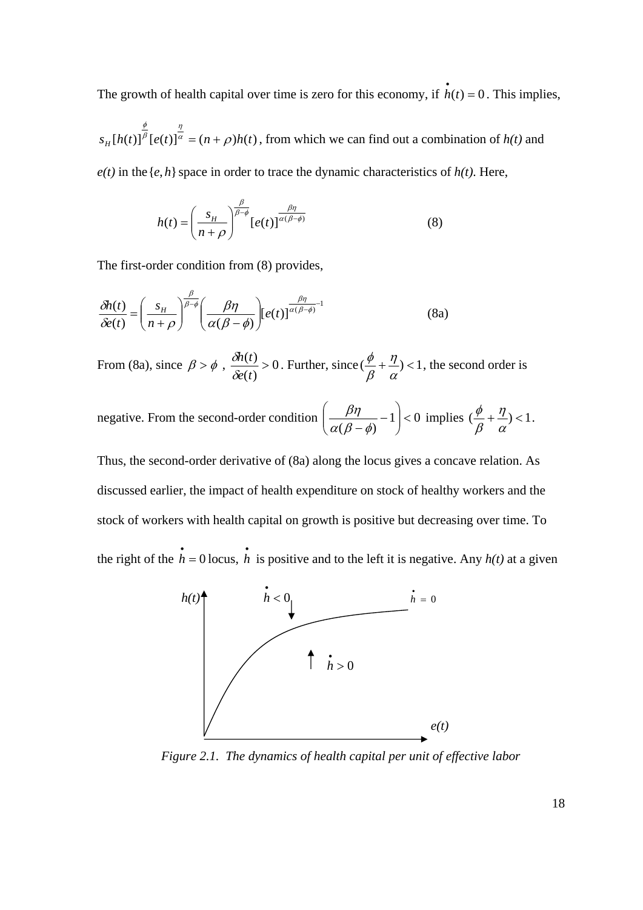The growth of health capital over time is zero for this economy, if $\dot{h}(t) = 0$. This implies,

$s_H [h(t)]^{\frac{\phi}{\beta}} [e(t)]^{\frac{\eta}{\alpha}} = (n + \rho) h(t)$, from which we can find out a combination of *h(t)* and *e(t)* in the $\{e, h\}$ space in order to trace the dynamic characteristics of *h(t)*. Here,

$$h(t) = \left( \frac{s_H}{n + \rho} \right)^{\frac{\beta}{\beta - \phi}} [e(t)]^{\frac{\beta\eta}{\alpha(\beta - \phi)}} \qquad (8)$$

The first-order condition from (8) provides,

$$\frac{\delta h(t)}{\delta e(t)} = \left( \frac{s_H}{n + \rho} \right)^{\frac{\beta}{\beta - \phi}} \left( \frac{\beta\eta}{\alpha(\beta - \phi)} \right) [e(t)]^{\frac{\beta\eta}{\alpha(\beta - \phi)} - 1} \qquad (8a)$$

From (8a), since $\beta > \phi$, $\frac{\delta h(t)}{\delta e(t)} > 0$. Further, since $(\frac{\phi}{\beta} + \frac{\eta}{\alpha}) < 1$, the second order is negative. From the second-order condition $\left( \frac{\beta\eta}{\alpha(\beta - \phi)} - 1 \right) < 0$ implies $(\frac{\phi}{\beta} + \frac{\eta}{\alpha}) < 1$.

Thus, the second-order derivative of (8a) along the locus gives a concave relation. As discussed earlier, the impact of health expenditure on stock of healthy workers and the stock of workers with health capital on growth is positive but decreasing over time. To the right of the $\dot{h} = 0$ locus, $\dot{h}$ is positive and to the left it is negative. Any *h(t)* at a given

*Figure 2.1. The dynamics of health capital per unit of effective labor*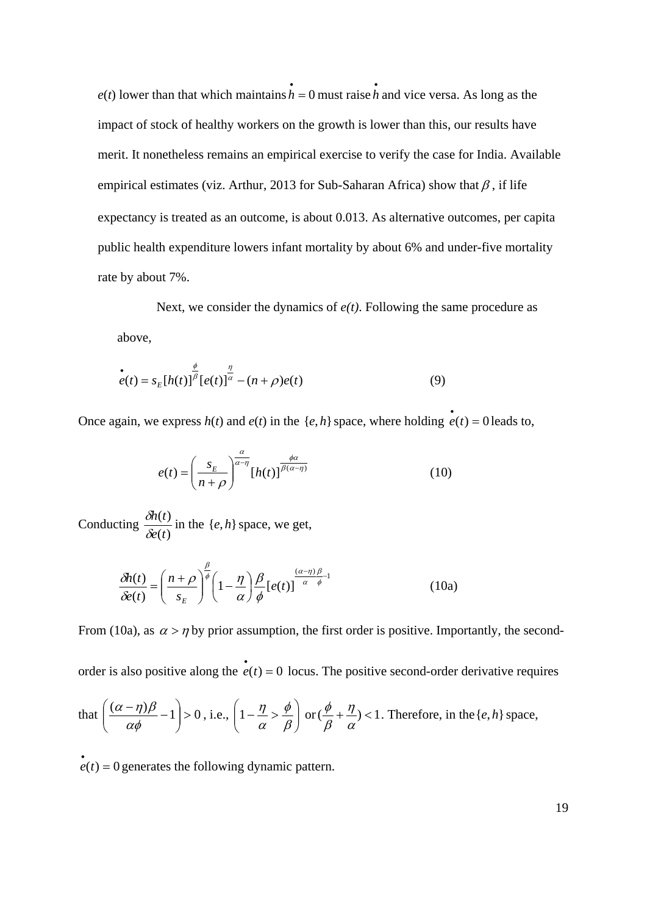$e(t)$ lower than that which maintains $\dot{h} = 0$ must raise $\dot{h}$ and vice versa. As long as the impact of stock of healthy workers on the growth is lower than this, our results have merit. It nonetheless remains an empirical exercise to verify the case for India. Available empirical estimates (viz. Arthur, 2013 for Sub-Saharan Africa) show that $\beta$, if life expectancy is treated as an outcome, is about 0.013. As alternative outcomes, per capita public health expenditure lowers infant mortality by about 6% and under-five mortality rate by about 7%.

Next, we consider the dynamics of $e(t)$. Following the same procedure as above,

$$\dot{e}(t) = s_E [h(t)]^{\frac{\phi}{\beta}} [e(t)]^{\frac{\eta}{\alpha}} - (n+\rho)e(t) \tag{9}$$

Once again, we express $h(t)$ and $e(t)$ in the $\{e,h\}$ space, where holding $\dot{e}(t) = 0$ leads to,

$$e(t) = \left(\frac{s_E}{n+\rho}\right)^{\frac{\alpha}{\alpha-\eta}} [h(t)]^{\frac{\phi\alpha}{\beta(\alpha-\eta)}} \tag{10}$$

Conducting $\frac{\delta h(t)}{\delta e(t)}$ in the $\{e,h\}$ space, we get,

$$\frac{\delta h(t)}{\delta e(t)} = \left(\frac{n+\rho}{s_E}\right)^{\frac{\beta}{\phi}} \left(1 - \frac{\eta}{\alpha}\right) \frac{\beta}{\phi} [e(t)]^{\frac{(\alpha-\eta)}{\alpha}\frac{\beta}{\phi}-1} \tag{10a}$$

From (10a), as $\alpha > \eta$ by prior assumption, the first order is positive. Importantly, the second-order is also positive along the $\dot{e}(t) = 0$ locus. The positive second-order derivative requires that $\left(\frac{(\alpha-\eta)\beta}{\alpha\phi} - 1\right) > 0$, i.e., $\left(1 - \frac{\eta}{\alpha} > \frac{\phi}{\beta}\right)$ or $(\frac{\phi}{\beta} + \frac{\eta}{\alpha}) < 1$. Therefore, in the $\{e,h\}$ space, $\dot{e}(t) = 0$ generates the following dynamic pattern.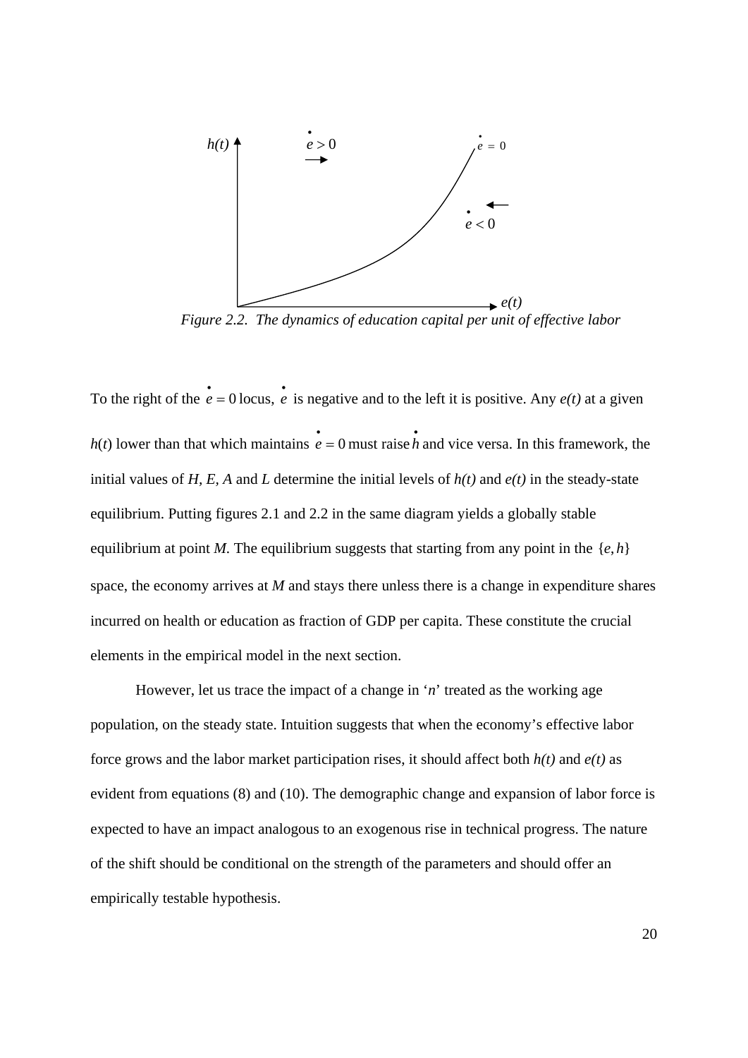*Figure 2.2. The dynamics of education capital per unit of effective labor*

To the right of the $\dot{e} = 0$ locus, $\dot{e}$ is negative and to the left it is positive. Any *e(t)* at a given $h(t)$ lower than that which maintains $\dot{e} = 0$ must raise $\dot{h}$ and vice versa. In this framework, the initial values of *H, E, A* and *L* determine the initial levels of *h(t)* and *e(t)* in the steady-state equilibrium. Putting figures 2.1 and 2.2 in the same diagram yields a globally stable equilibrium at point *M*. The equilibrium suggests that starting from any point in the $\{e, h\}$ space, the economy arrives at *M* and stays there unless there is a change in expenditure shares incurred on health or education as fraction of GDP per capita. These constitute the crucial elements in the empirical model in the next section.

However, let us trace the impact of a change in '*n*' treated as the working age population, on the steady state. Intuition suggests that when the economy's effective labor force grows and the labor market participation rises, it should affect both *h(t)* and *e(t)* as evident from equations (8) and (10). The demographic change and expansion of labor force is expected to have an impact analogous to an exogenous rise in technical progress. The nature of the shift should be conditional on the strength of the parameters and should offer an empirically testable hypothesis.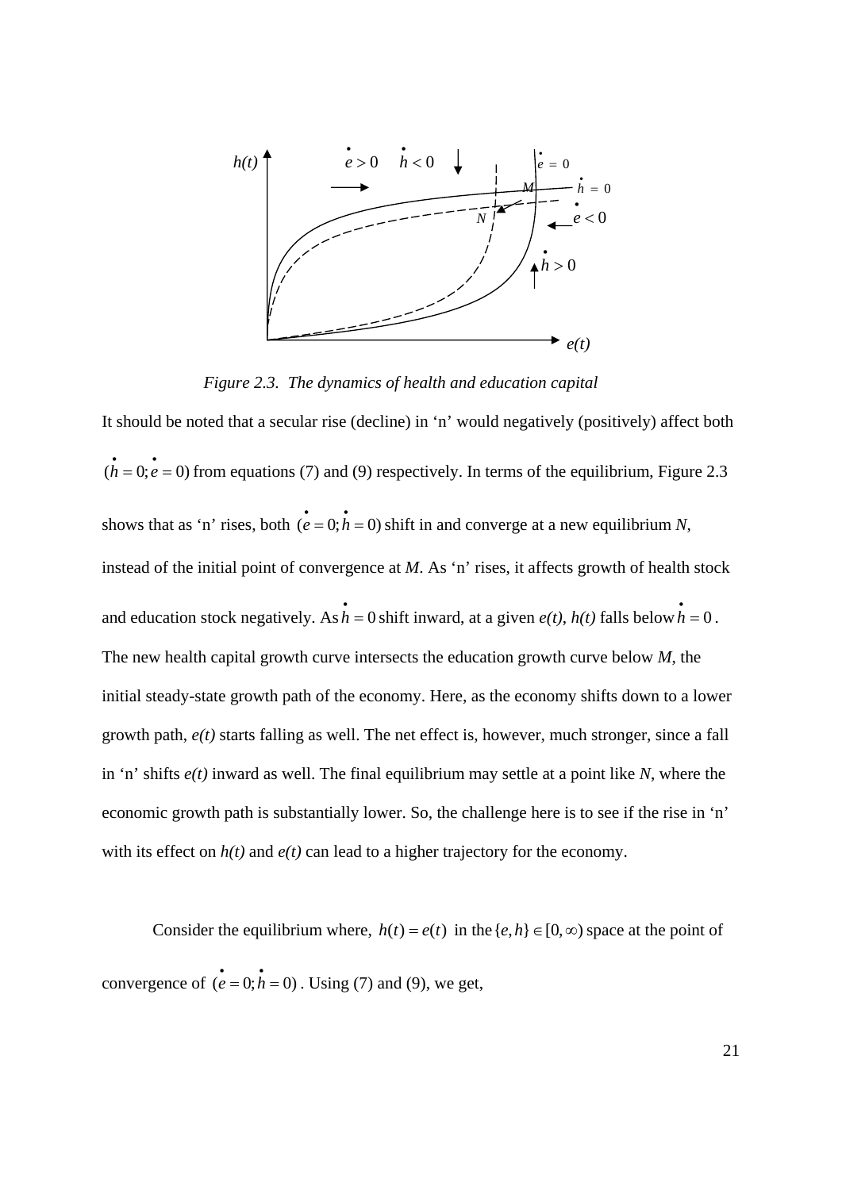*Figure 2.3. The dynamics of health and education capital*

It should be noted that a secular rise (decline) in 'n' would negatively (positively) affect both $(\dot{h} = 0; \dot{e} = 0)$ from equations (7) and (9) respectively. In terms of the equilibrium, Figure 2.3 shows that as 'n' rises, both $(\dot{e} = 0; \dot{h} = 0)$ shift in and converge at a new equilibrium *N*, instead of the initial point of convergence at *M*. As 'n' rises, it affects growth of health stock and education stock negatively. As $\dot{h} = 0$ shift inward, at a given *e(t)*, *h(t)* falls below $\dot{h} = 0$. The new health capital growth curve intersects the education growth curve below *M*, the initial steady-state growth path of the economy. Here, as the economy shifts down to a lower growth path, *e(t)* starts falling as well. The net effect is, however, much stronger, since a fall in 'n' shifts *e(t)* inward as well. The final equilibrium may settle at a point like *N*, where the economic growth path is substantially lower. So, the challenge here is to see if the rise in 'n' with its effect on *h(t)* and *e(t)* can lead to a higher trajectory for the economy.

Consider the equilibrium where, $h(t) = e(t)$ in the $\{e, h\} \in [0, \infty)$ space at the point of convergence of $(\dot{e} = 0; \dot{h} = 0)$. Using (7) and (9), we get,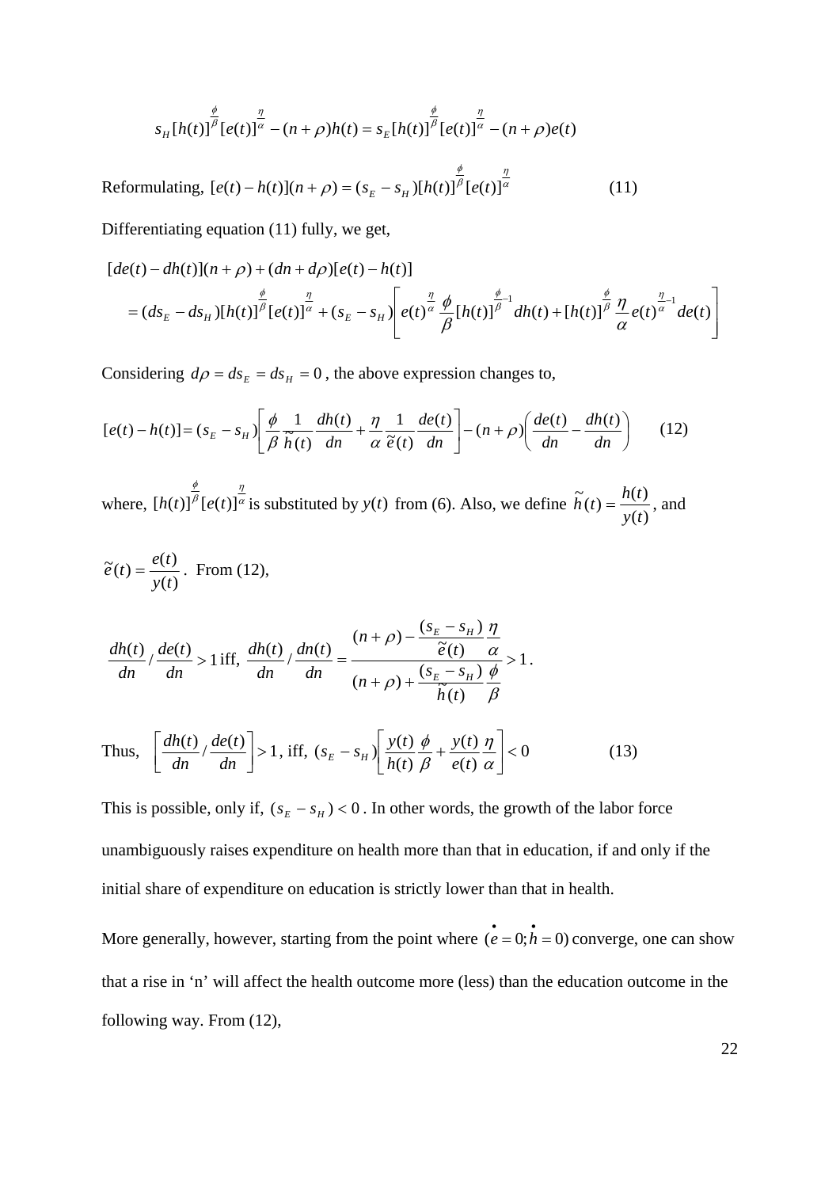$$s_H[h(t)]^{\frac{\phi}{\beta}}[e(t)]^{\frac{\eta}{\alpha}} - (n+\rho)h(t) = s_E[h(t)]^{\frac{\phi}{\beta}}[e(t)]^{\frac{\eta}{\alpha}} - (n+\rho)e(t)$$

Reformulating, $[e(t)-h(t)](n+\rho) = (s_E - s_H)[h(t)]^{\frac{\phi}{\beta}}[e(t)]^{\frac{\eta}{\alpha}}$ (11)

Differentiating equation (11) fully, we get,

$$[de(t)-dh(t)](n+\rho) + (dn + d\rho)[e(t)-h(t)]$$
$$= (ds_E - ds_H)[h(t)]^{\frac{\phi}{\beta}}[e(t)]^{\frac{\eta}{\alpha}} + (s_E - s_H)\left[e(t)^{\frac{\eta}{\alpha}}\frac{\phi}{\beta}[h(t)]^{\frac{\phi}{\beta}-1}dh(t) + [h(t)]^{\frac{\phi}{\beta}}\frac{\eta}{\alpha}e(t)^{\frac{\eta}{\alpha}-1}de(t)\right]$$

Considering $d\rho = ds_E = ds_H = 0$, the above expression changes to,

$$[e(t)-h(t)] = (s_E - s_H)\left[\frac{\phi}{\beta}\frac{1}{\tilde{h}(t)}\frac{dh(t)}{dn} + \frac{\eta}{\alpha}\frac{1}{\tilde{e}(t)}\frac{de(t)}{dn}\right] - (n+\rho)\left(\frac{de(t)}{dn} - \frac{dh(t)}{dn}\right) \quad (12)$$

where, $[h(t)]^{\frac{\phi}{\beta}}[e(t)]^{\frac{\eta}{\alpha}}$ is substituted by $y(t)$ from (6). Also, we define $\tilde{h}(t) = \frac{h(t)}{y(t)}$, and

$\tilde{e}(t) = \frac{e(t)}{y(t)}$. From (12),

$$\frac{dh(t)}{dn}\Big/\frac{de(t)}{dn} > 1 \text{ iff, } \frac{dh(t)}{dn}\Big/\frac{dn(t)}{dn} = \frac{(n+\rho) - \frac{(s_E - s_H)}{\tilde{e}(t)}\frac{\eta}{\alpha}}{(n+\rho) + \frac{(s_E - s_H)}{\tilde{h}(t)}\frac{\phi}{\beta}} > 1.$$

Thus, $\left[\frac{dh(t)}{dn}\Big/\frac{de(t)}{dn}\right] > 1$, iff, $(s_E - s_H)\left[\frac{y(t)}{h(t)}\frac{\phi}{\beta} + \frac{y(t)}{e(t)}\frac{\eta}{\alpha}\right] < 0$ (13)

This is possible, only if, $(s_E - s_H) < 0$. In other words, the growth of the labor force unambiguously raises expenditure on health more than that in education, if and only if the initial share of expenditure on education is strictly lower than that in health.

More generally, however, starting from the point where $(\dot{e} = 0; \dot{h} = 0)$ converge, one can show that a rise in 'n' will affect the health outcome more (less) than the education outcome in the following way. From (12),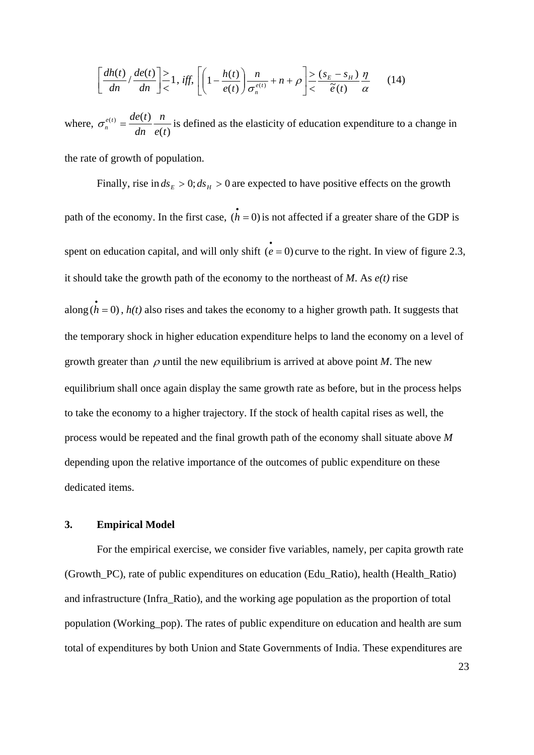$$\left[\frac{dh(t)}{dn} / \frac{de(t)}{dn}\right] \gtrless 1, \; iff, \; \left[\left(1 - \frac{h(t)}{e(t)}\right)\frac{n}{\sigma_n^{e(t)}} + n + \rho\right] \gtrless \frac{(s_E - s_H)}{\tilde{e}(t)}\frac{\eta}{\alpha} \qquad (14)$$

where, $\sigma_n^{e(t)} = \dfrac{de(t)}{dn}\dfrac{n}{e(t)}$ is defined as the elasticity of education expenditure to a change in the rate of growth of population.

Finally, rise in $ds_E > 0; ds_H > 0$ are expected to have positive effects on the growth path of the economy. In the first case, $(\dot{h} = 0)$ is not affected if a greater share of the GDP is spent on education capital, and will only shift $(\dot{e} = 0)$ curve to the right. In view of figure 2.3, it should take the growth path of the economy to the northeast of *M*. As *e(t)* rise along $(\dot{h} = 0)$, *h(t)* also rises and takes the economy to a higher growth path. It suggests that the temporary shock in higher education expenditure helps to land the economy on a level of growth greater than $\rho$ until the new equilibrium is arrived at above point *M*. The new equilibrium shall once again display the same growth rate as before, but in the process helps to take the economy to a higher trajectory. If the stock of health capital rises as well, the process would be repeated and the final growth path of the economy shall situate above *M* depending upon the relative importance of the outcomes of public expenditure on these dedicated items.

## 3. Empirical Model

For the empirical exercise, we consider five variables, namely, per capita growth rate (Growth_PC), rate of public expenditures on education (Edu_Ratio), health (Health_Ratio) and infrastructure (Infra_Ratio), and the working age population as the proportion of total population (Working_pop). The rates of public expenditure on education and health are sum total of expenditures by both Union and State Governments of India. These expenditures are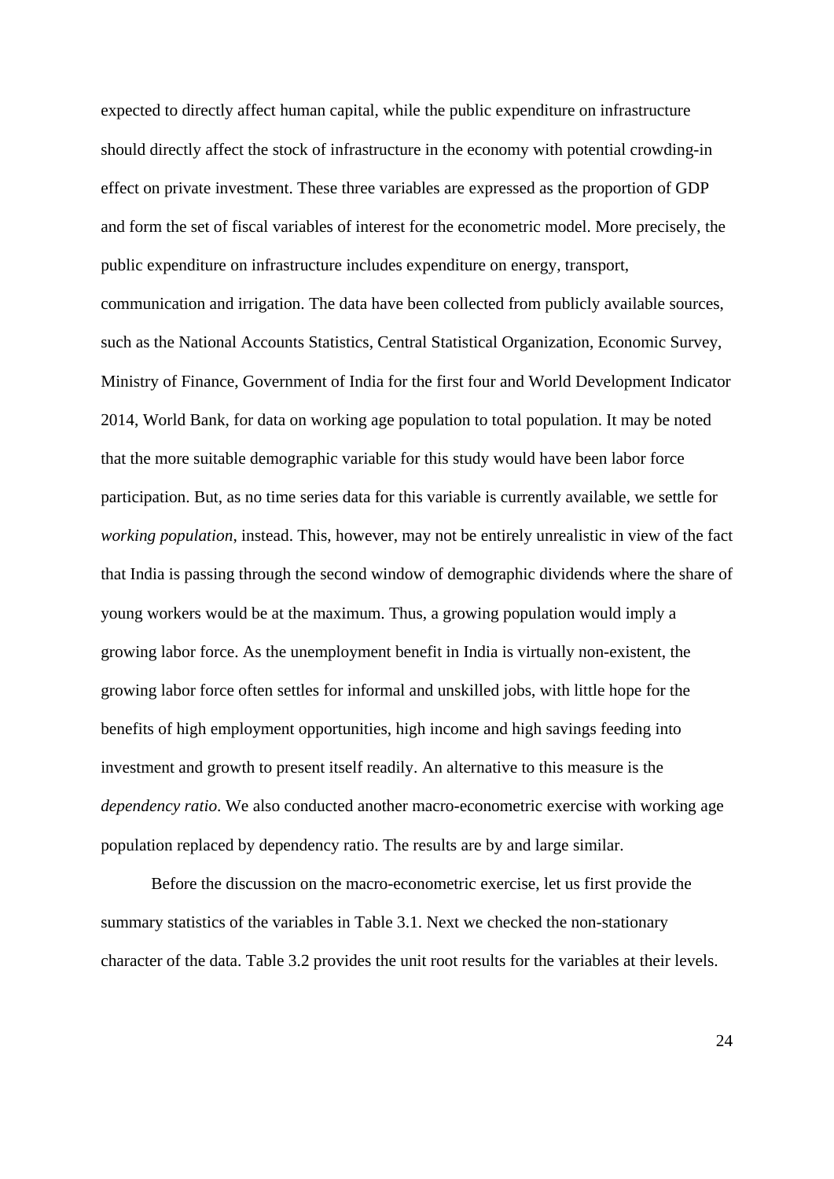expected to directly affect human capital, while the public expenditure on infrastructure should directly affect the stock of infrastructure in the economy with potential crowding-in effect on private investment. These three variables are expressed as the proportion of GDP and form the set of fiscal variables of interest for the econometric model. More precisely, the public expenditure on infrastructure includes expenditure on energy, transport, communication and irrigation. The data have been collected from publicly available sources, such as the National Accounts Statistics, Central Statistical Organization, Economic Survey, Ministry of Finance, Government of India for the first four and World Development Indicator 2014, World Bank, for data on working age population to total population. It may be noted that the more suitable demographic variable for this study would have been labor force participation. But, as no time series data for this variable is currently available, we settle for *working population*, instead. This, however, may not be entirely unrealistic in view of the fact that India is passing through the second window of demographic dividends where the share of young workers would be at the maximum. Thus, a growing population would imply a growing labor force. As the unemployment benefit in India is virtually non-existent, the growing labor force often settles for informal and unskilled jobs, with little hope for the benefits of high employment opportunities, high income and high savings feeding into investment and growth to present itself readily. An alternative to this measure is the *dependency ratio*. We also conducted another macro-econometric exercise with working age population replaced by dependency ratio. The results are by and large similar.

Before the discussion on the macro-econometric exercise, let us first provide the summary statistics of the variables in Table 3.1. Next we checked the non-stationary character of the data. Table 3.2 provides the unit root results for the variables at their levels.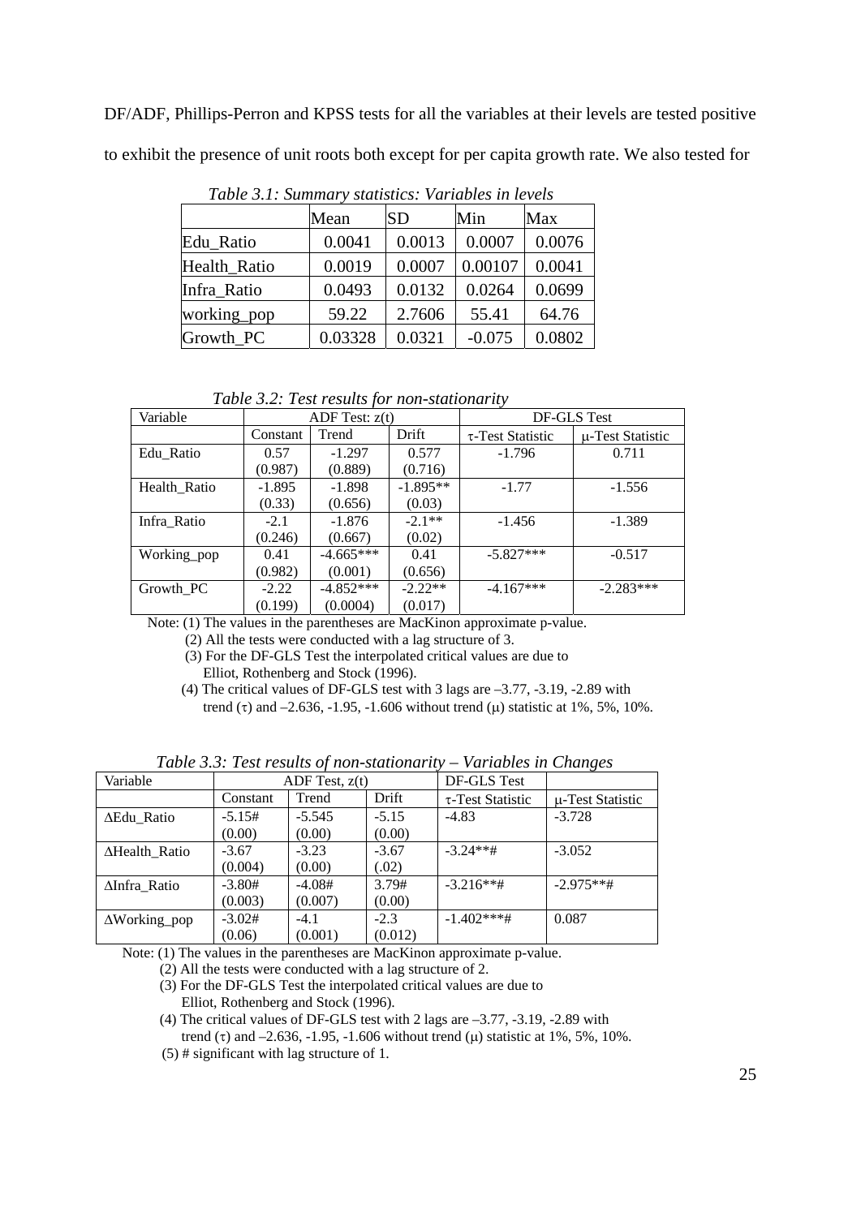DF/ADF, Phillips-Perron and KPSS tests for all the variables at their levels are tested positive to exhibit the presence of unit roots both except for per capita growth rate. We also tested for

*Table 3.1: Summary statistics: Variables in levels*

| | Mean | SD | Min | Max |
|---|---|---|---|---|
| Edu_Ratio | 0.0041 | 0.0013 | 0.0007 | 0.0076 |
| Health_Ratio | 0.0019 | 0.0007 | 0.00107 | 0.0041 |
| Infra_Ratio | 0.0493 | 0.0132 | 0.0264 | 0.0699 |
| working_pop | 59.22 | 2.7606 | 55.41 | 64.76 |
| Growth_PC | 0.03328 | 0.0321 | -0.075 | 0.0802 |

*Table 3.2: Test results for non-stationarity*

| Variable | ADF Test: z(t) | | | DF-GLS Test | |
|---|---|---|---|---|---|
| | Constant | Trend | Drift | τ-Test Statistic | μ-Test Statistic |
| Edu_Ratio | 0.57 (0.987) | -1.297 (0.889) | 0.577 (0.716) | -1.796 | 0.711 |
| Health_Ratio | -1.895 (0.33) | -1.898 (0.656) | -1.895** (0.03) | -1.77 | -1.556 |
| Infra_Ratio | -2.1 (0.246) | -1.876 (0.667) | -2.1** (0.02) | -1.456 | -1.389 |
| Working_pop | 0.41 (0.982) | -4.665*** (0.001) | 0.41 (0.656) | -5.827*** | -0.517 |
| Growth_PC | -2.22 (0.199) | -4.852*** (0.0004) | -2.22** (0.017) | -4.167*** | -2.283*** |

Note: (1) The values in the parentheses are MacKinon approximate p-value.

(2) All the tests were conducted with a lag structure of 3.

(3) For the DF-GLS Test the interpolated critical values are due to Elliot, Rothenberg and Stock (1996).

(4) The critical values of DF-GLS test with 3 lags are –3.77, -3.19, -2.89 with trend (τ) and –2.636, -1.95, -1.606 without trend (μ) statistic at 1%, 5%, 10%.

*Table 3.3: Test results of non-stationarity – Variables in Changes*

| Variable | ADF Test, z(t) | | | DF-GLS Test | |
|---|---|---|---|---|---|
| | Constant | Trend | Drift | τ-Test Statistic | μ-Test Statistic |
| ΔEdu_Ratio | -5.15# (0.00) | -5.545 (0.00) | -5.15 (0.00) | -4.83 | -3.728 |
| ΔHealth_Ratio | -3.67 (0.004) | -3.23 (0.00) | -3.67 (.02) | -3.24**# | -3.052 |
| ΔInfra_Ratio | -3.80# (0.003) | -4.08# (0.007) | 3.79# (0.00) | -3.216**# | -2.975**# |
| ΔWorking_pop | -3.02# (0.06) | -4.1 (0.001) | -2.3 (0.012) | -1.402***# | 0.087 |

Note: (1) The values in the parentheses are MacKinon approximate p-value.

(2) All the tests were conducted with a lag structure of 2.

(3) For the DF-GLS Test the interpolated critical values are due to Elliot, Rothenberg and Stock (1996).

(4) The critical values of DF-GLS test with 2 lags are –3.77, -3.19, -2.89 with trend (τ) and –2.636, -1.95, -1.606 without trend (μ) statistic at 1%, 5%, 10%.

(5) # significant with lag structure of 1.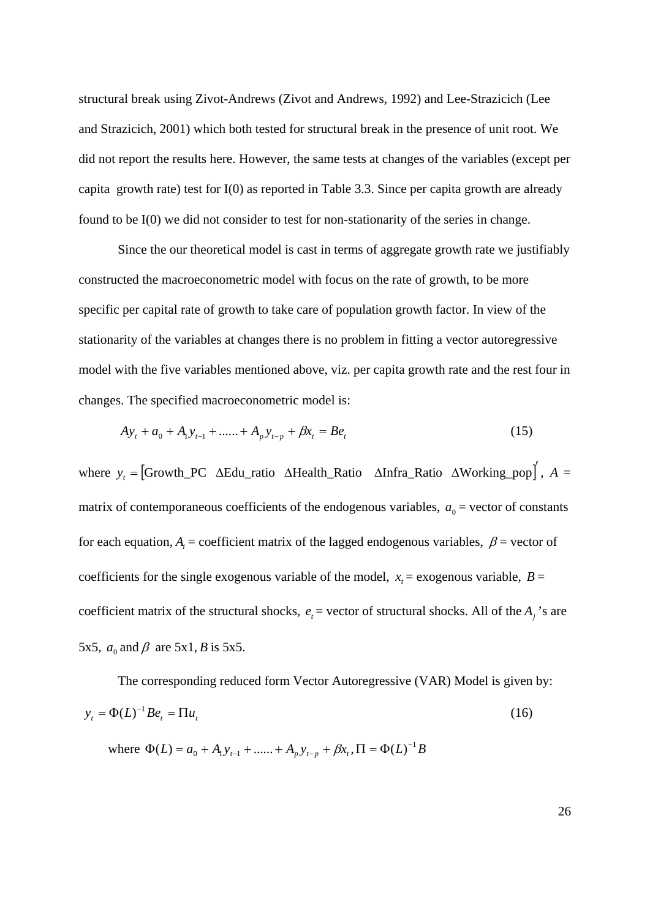structural break using Zivot-Andrews (Zivot and Andrews, 1992) and Lee-Strazicich (Lee and Strazicich, 2001) which both tested for structural break in the presence of unit root. We did not report the results here. However, the same tests at changes of the variables (except per capita growth rate) test for I(0) as reported in Table 3.3. Since per capita growth are already found to be I(0) we did not consider to test for non-stationarity of the series in change.

Since the our theoretical model is cast in terms of aggregate growth rate we justifiably constructed the macroeconometric model with focus on the rate of growth, to be more specific per capital rate of growth to take care of population growth factor. In view of the stationarity of the variables at changes there is no problem in fitting a vector autoregressive model with the five variables mentioned above, viz. per capita growth rate and the rest four in changes. The specified macroeconometric model is:

$$Ay_t + a_0 + A_1 y_{t-1} + ......+ A_p y_{t-p} + \beta x_t = Be_t \tag{15}$$

where $y_t = \left[\text{Growth\_PC} \quad \Delta\text{Edu\_ratio} \quad \Delta\text{Health\_Ratio} \quad \Delta\text{Infra\_Ratio} \quad \Delta\text{Working\_pop}\right]'$, $A$ = matrix of contemporaneous coefficients of the endogenous variables, $a_0$ = vector of constants for each equation, $A_i$ = coefficient matrix of the lagged endogenous variables, $\beta$ = vector of coefficients for the single exogenous variable of the model, $x_t$ = exogenous variable, $B$ = coefficient matrix of the structural shocks, $e_t$ = vector of structural shocks. All of the $A_j$ 's are 5x5, $a_0$ and $\beta$ are 5x1, $B$ is 5x5.

The corresponding reduced form Vector Autoregressive (VAR) Model is given by:

$$y_t = \Phi(L)^{-1} Be_t = \Pi u_t \tag{16}$$

where $\Phi(L) = a_0 + A_1 y_{t-1} + ......+ A_p y_{t-p} + \beta x_t, \Pi = \Phi(L)^{-1} B$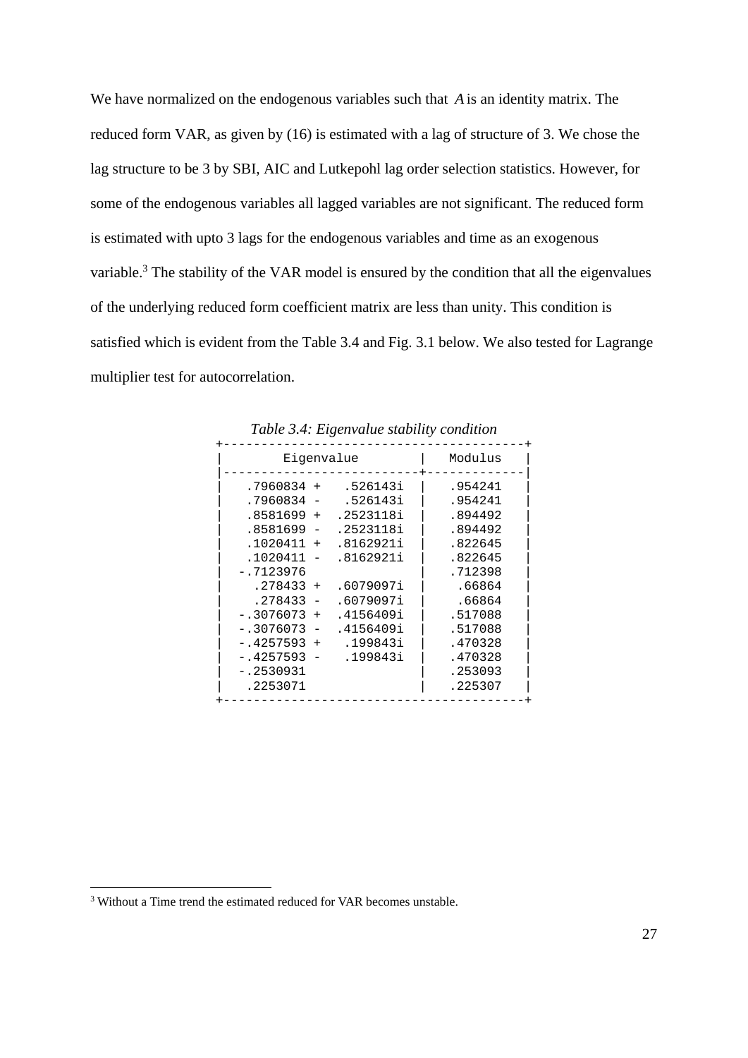We have normalized on the endogenous variables such that $A$ is an identity matrix. The reduced form VAR, as given by (16) is estimated with a lag of structure of 3. We chose the lag structure to be 3 by SBI, AIC and Lutkepohl lag order selection statistics. However, for some of the endogenous variables all lagged variables are not significant. The reduced form is estimated with upto 3 lags for the endogenous variables and time as an exogenous variable.[3] The stability of the VAR model is ensured by the condition that all the eigenvalues of the underlying reduced form coefficient matrix are less than unity. This condition is satisfied which is evident from the Table 3.4 and Fig. 3.1 below. We also tested for Lagrange multiplier test for autocorrelation.

*Table 3.4: Eigenvalue stability condition*

| Eigenvalue | Modulus |
|---|---|
| .7960834 + .526143i | .954241 |
| .7960834 - .526143i | .954241 |
| .8581699 + .2523118i | .894492 |
| .8581699 - .2523118i | .894492 |
| .1020411 + .8162921i | .822645 |
| .1020411 - .8162921i | .822645 |
| -.7123976 | .712398 |
| .278433 + .6079097i | .66864 |
| .278433 - .6079097i | .66864 |
| -.3076073 + .4156409i | .517088 |
| -.3076073 - .4156409i | .517088 |
| -.4257593 + .199843i | .470328 |
| -.4257593 - .199843i | .470328 |
| -.2530931 | .253093 |
| .2253071 | .225307 |

[3] Without a Time trend the estimated reduced for VAR becomes unstable.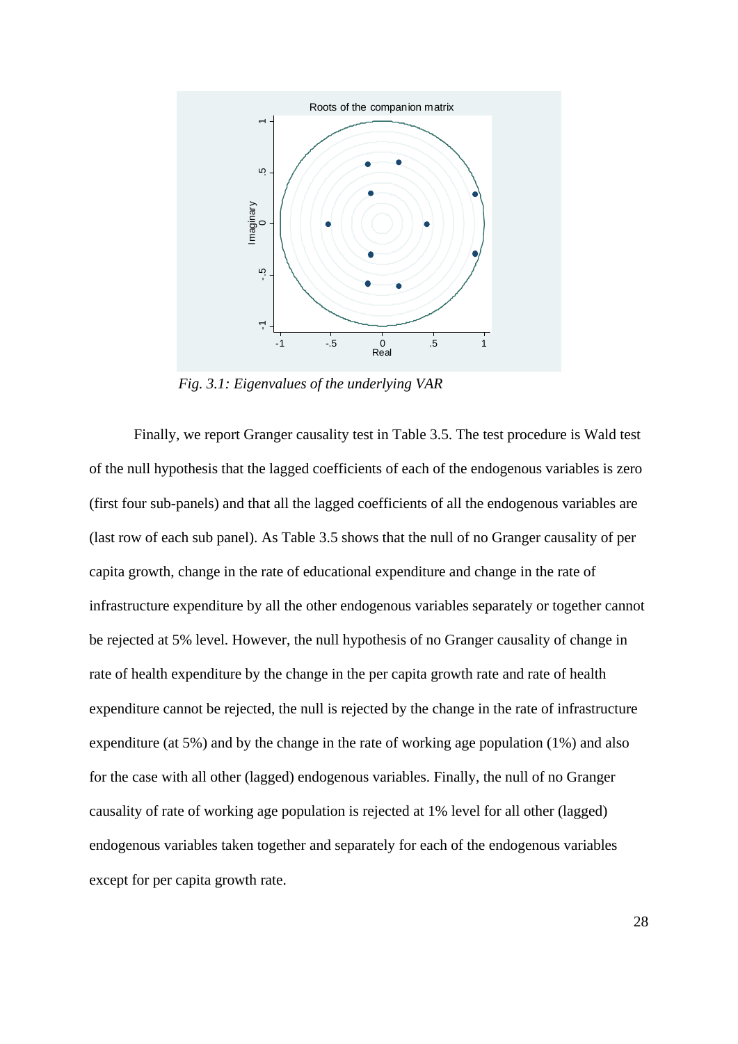*Fig. 3.1: Eigenvalues of the underlying VAR*

Finally, we report Granger causality test in Table 3.5. The test procedure is Wald test of the null hypothesis that the lagged coefficients of each of the endogenous variables is zero (first four sub-panels) and that all the lagged coefficients of all the endogenous variables are (last row of each sub panel). As Table 3.5 shows that the null of no Granger causality of per capita growth, change in the rate of educational expenditure and change in the rate of infrastructure expenditure by all the other endogenous variables separately or together cannot be rejected at 5% level. However, the null hypothesis of no Granger causality of change in rate of health expenditure by the change in the per capita growth rate and rate of health expenditure cannot be rejected, the null is rejected by the change in the rate of infrastructure expenditure (at 5%) and by the change in the rate of working age population (1%) and also for the case with all other (lagged) endogenous variables. Finally, the null of no Granger causality of rate of working age population is rejected at 1% level for all other (lagged) endogenous variables taken together and separately for each of the endogenous variables except for per capita growth rate.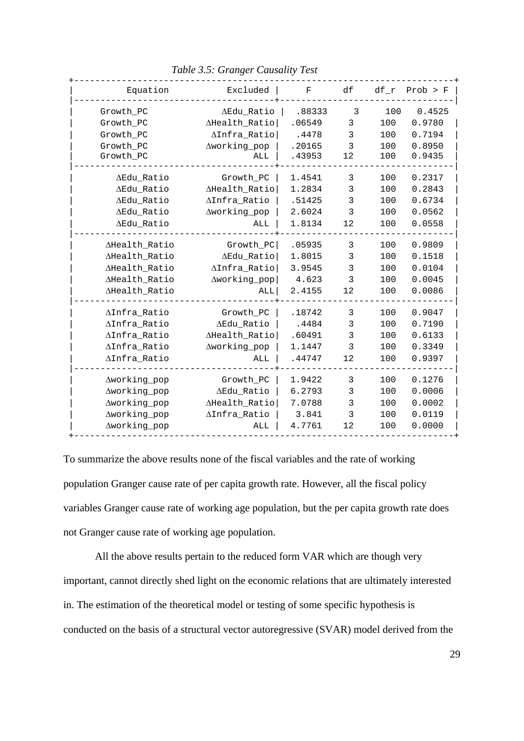*Table 3.5: Granger Causality Test*

| Equation | Excluded | F | df | df_r | Prob > F |
|---|---|---|---|---|---|
| Growth_PC | ∆Edu_Ratio | .88333 | 3 | 100 | 0.4525 |
| Growth_PC | ∆Health_Ratio | .06549 | 3 | 100 | 0.9780 |
| Growth_PC | ∆Infra_Ratio | .4478 | 3 | 100 | 0.7194 |
| Growth_PC | ∆working_pop | .20165 | 3 | 100 | 0.8950 |
| Growth_PC | ALL | .43953 | 12 | 100 | 0.9435 |
| ∆Edu_Ratio | Growth_PC | 1.4541 | 3 | 100 | 0.2317 |
| ∆Edu_Ratio | ∆Health_Ratio | 1.2834 | 3 | 100 | 0.2843 |
| ∆Edu_Ratio | ∆Infra_Ratio | .51425 | 3 | 100 | 0.6734 |
| ∆Edu_Ratio | ∆working_pop | 2.6024 | 3 | 100 | 0.0562 |
| ∆Edu_Ratio | ALL | 1.8134 | 12 | 100 | 0.0558 |
| ∆Health_Ratio | Growth_PC | .05935 | 3 | 100 | 0.9809 |
| ∆Health_Ratio | ∆Edu_Ratio | 1.8015 | 3 | 100 | 0.1518 |
| ∆Health_Ratio | ∆Infra_Ratio | 3.9545 | 3 | 100 | 0.0104 |
| ∆Health_Ratio | ∆working_pop | 4.623 | 3 | 100 | 0.0045 |
| ∆Health_Ratio | ALL | 2.4155 | 12 | 100 | 0.0086 |
| ∆Infra_Ratio | Growth_PC | .18742 | 3 | 100 | 0.9047 |
| ∆Infra_Ratio | ∆Edu_Ratio | .4484 | 3 | 100 | 0.7190 |
| ∆Infra_Ratio | ∆Health_Ratio | .60491 | 3 | 100 | 0.6133 |
| ∆Infra_Ratio | ∆working_pop | 1.1447 | 3 | 100 | 0.3349 |
| ∆Infra_Ratio | ALL | .44747 | 12 | 100 | 0.9397 |
| ∆working_pop | Growth_PC | 1.9422 | 3 | 100 | 0.1276 |
| ∆working_pop | ∆Edu_Ratio | 6.2793 | 3 | 100 | 0.0006 |
| ∆working_pop | ∆Health_Ratio | 7.0788 | 3 | 100 | 0.0002 |
| ∆working_pop | ∆Infra_Ratio | 3.841 | 3 | 100 | 0.0119 |
| ∆working_pop | ALL | 4.7761 | 12 | 100 | 0.0000 |

To summarize the above results none of the fiscal variables and the rate of working population Granger cause rate of per capita growth rate. However, all the fiscal policy variables Granger cause rate of working age population, but the per capita growth rate does not Granger cause rate of working age population.

All the above results pertain to the reduced form VAR which are though very important, cannot directly shed light on the economic relations that are ultimately interested in. The estimation of the theoretical model or testing of some specific hypothesis is conducted on the basis of a structural vector autoregressive (SVAR) model derived from the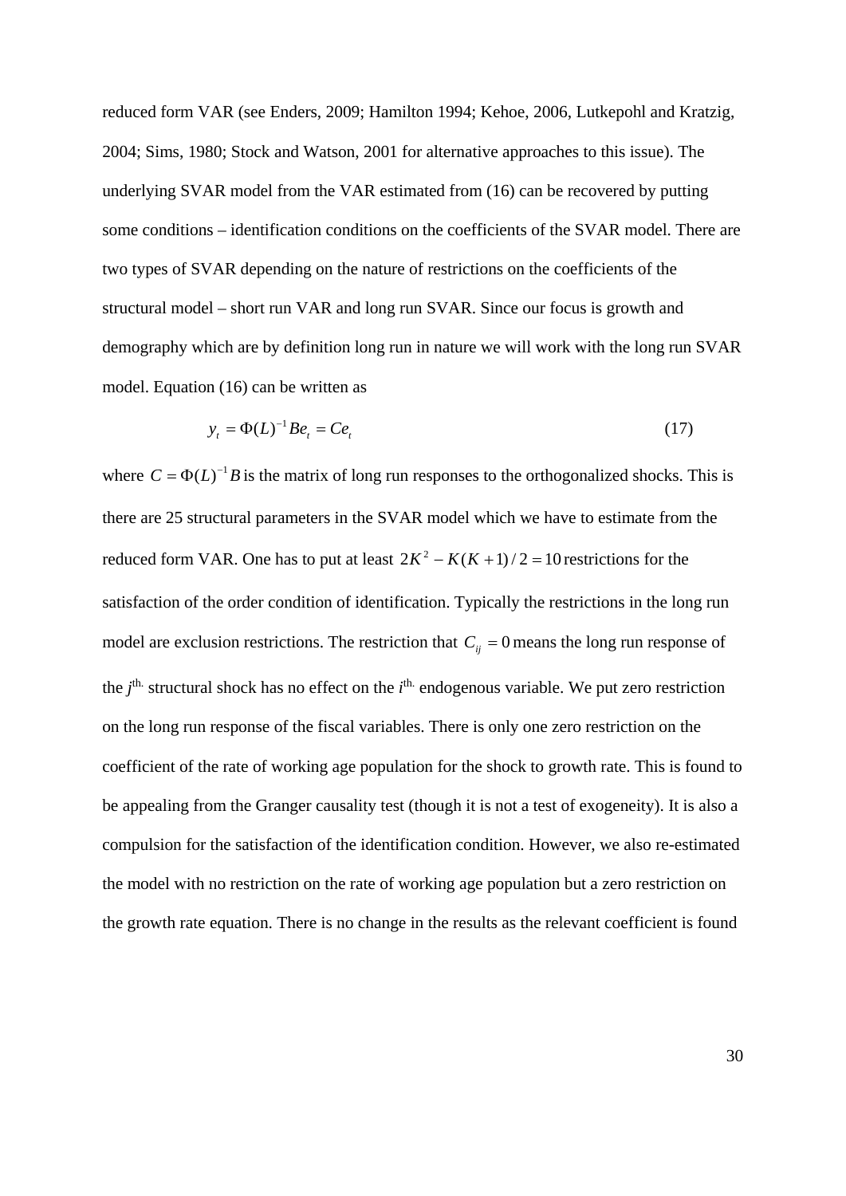reduced form VAR (see Enders, 2009; Hamilton 1994; Kehoe, 2006, Lutkepohl and Kratzig, 2004; Sims, 1980; Stock and Watson, 2001 for alternative approaches to this issue). The underlying SVAR model from the VAR estimated from (16) can be recovered by putting some conditions – identification conditions on the coefficients of the SVAR model. There are two types of SVAR depending on the nature of restrictions on the coefficients of the structural model – short run VAR and long run SVAR. Since our focus is growth and demography which are by definition long run in nature we will work with the long run SVAR model. Equation (16) can be written as

$$y_t = \Phi(L)^{-1} B e_t = C e_t \tag{17}$$

where $C = \Phi(L)^{-1} B$ is the matrix of long run responses to the orthogonalized shocks. This is there are 25 structural parameters in the SVAR model which we have to estimate from the reduced form VAR. One has to put at least $2K^2 - K(K+1)/2 = 10$ restrictions for the satisfaction of the order condition of identification. Typically the restrictions in the long run model are exclusion restrictions. The restriction that $C_{ij} = 0$ means the long run response of the $j^{th.}$ structural shock has no effect on the $i^{th.}$ endogenous variable. We put zero restriction on the long run response of the fiscal variables. There is only one zero restriction on the coefficient of the rate of working age population for the shock to growth rate. This is found to be appealing from the Granger causality test (though it is not a test of exogeneity). It is also a compulsion for the satisfaction of the identification condition. However, we also re-estimated the model with no restriction on the rate of working age population but a zero restriction on the growth rate equation. There is no change in the results as the relevant coefficient is found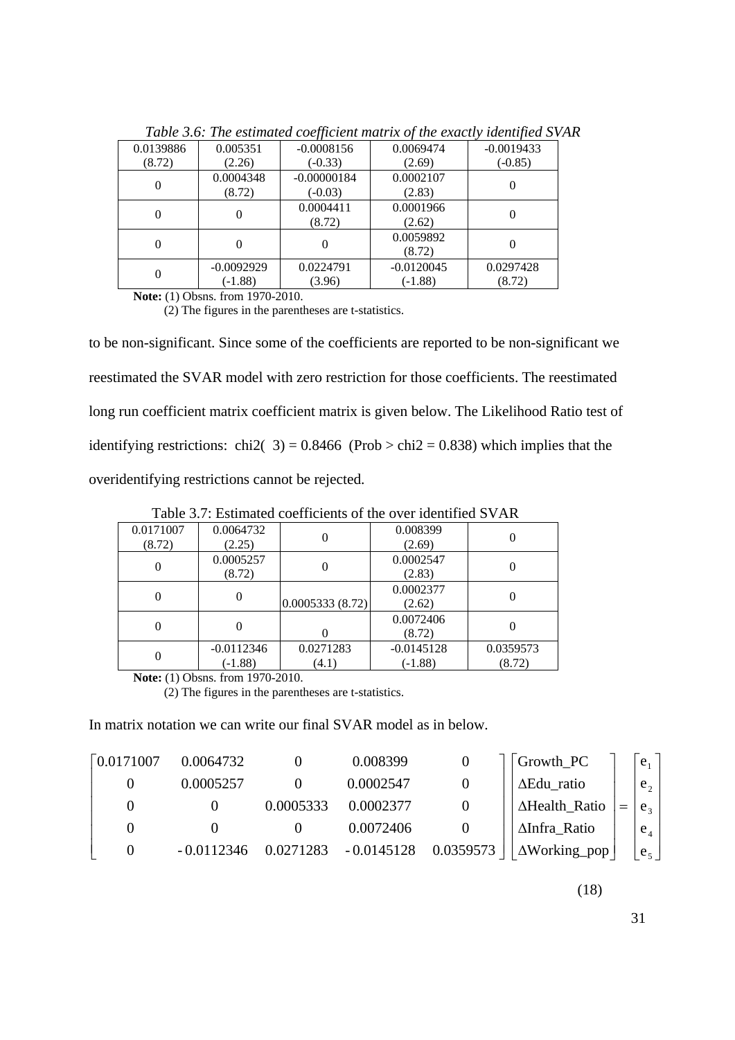*Table 3.6: The estimated coefficient matrix of the exactly identified SVAR*

| | | | | |
|---|---|---|---|---|
| 0.0139886 (8.72) | 0.005351 (2.26) | -0.0008156 (-0.33) | 0.0069474 (2.69) | -0.0019433 (-0.85) |
| 0 | 0.0004348 (8.72) | -0.00000184 (-0.03) | 0.0002107 (2.83) | 0 |
| 0 | 0 | 0.0004411 (8.72) | 0.0001966 (2.62) | 0 |
| 0 | 0 | 0 | 0.0059892 (8.72) | 0 |
| 0 | -0.0092929 (-1.88) | 0.0224791 (3.96) | -0.0120045 (-1.88) | 0.0297428 (8.72) |

**Note:** (1) Obsns. from 1970-2010.
(2) The figures in the parentheses are t-statistics.

to be non-significant. Since some of the coefficients are reported to be non-significant we reestimated the SVAR model with zero restriction for those coefficients. The reestimated long run coefficient matrix coefficient matrix is given below. The Likelihood Ratio test of identifying restrictions: chi2( 3) = 0.8466 (Prob > chi2 = 0.838) which implies that the overidentifying restrictions cannot be rejected.

Table 3.7: Estimated coefficients of the over identified SVAR

| | | | | |
|---|---|---|---|---|
| 0.0171007 (8.72) | 0.0064732 (2.25) | 0 | 0.008399 (2.69) | 0 |
| 0 | 0.0005257 (8.72) | 0 | 0.0002547 (2.83) | 0 |
| 0 | 0 | 0.0005333 (8.72) | 0.0002377 (2.62) | 0 |
| 0 | 0 | 0 | 0.0072406 (8.72) | 0 |
| 0 | -0.0112346 (-1.88) | 0.0271283 (4.1) | -0.0145128 (-1.88) | 0.0359573 (8.72) |

**Note:** (1) Obsns. from 1970-2010.
(2) The figures in the parentheses are t-statistics.

In matrix notation we can write our final SVAR model as in below.

$$
\begin{bmatrix} 0.0171007 & 0.0064732 & 0 & 0.008399 & 0 \\ 0 & 0.0005257 & 0 & 0.0002547 & 0 \\ 0 & 0 & 0.0005333 & 0.0002377 & 0 \\ 0 & 0 & 0 & 0.0072406 & 0 \\ 0 & -0.0112346 & 0.0271283 & -0.0145128 & 0.0359573 \end{bmatrix} \begin{bmatrix} \text{Growth\_PC} \\ \Delta\text{Edu\_ratio} \\ \Delta\text{Health\_Ratio} \\ \Delta\text{Infra\_Ratio} \\ \Delta\text{Working\_pop} \end{bmatrix} = \begin{bmatrix} e_1 \\ e_2 \\ e_3 \\ e_4 \\ e_5 \end{bmatrix} \tag{18}
$$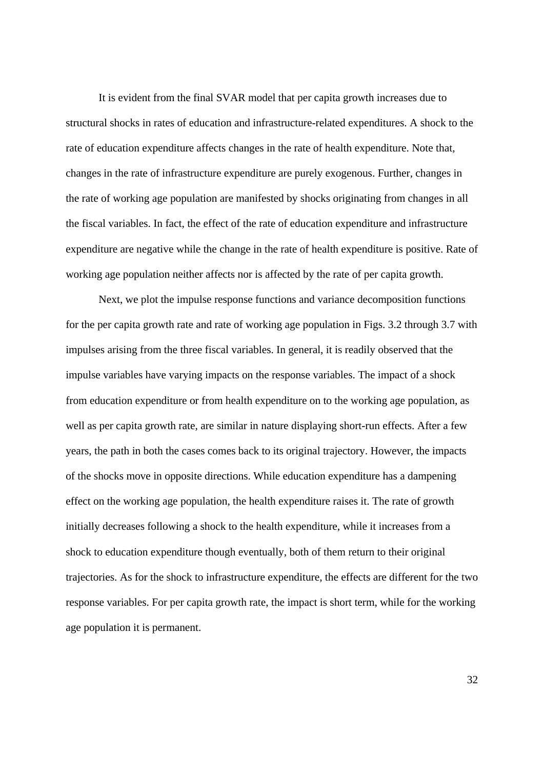It is evident from the final SVAR model that per capita growth increases due to structural shocks in rates of education and infrastructure-related expenditures. A shock to the rate of education expenditure affects changes in the rate of health expenditure. Note that, changes in the rate of infrastructure expenditure are purely exogenous. Further, changes in the rate of working age population are manifested by shocks originating from changes in all the fiscal variables. In fact, the effect of the rate of education expenditure and infrastructure expenditure are negative while the change in the rate of health expenditure is positive. Rate of working age population neither affects nor is affected by the rate of per capita growth.

Next, we plot the impulse response functions and variance decomposition functions for the per capita growth rate and rate of working age population in Figs. 3.2 through 3.7 with impulses arising from the three fiscal variables. In general, it is readily observed that the impulse variables have varying impacts on the response variables. The impact of a shock from education expenditure or from health expenditure on to the working age population, as well as per capita growth rate, are similar in nature displaying short-run effects. After a few years, the path in both the cases comes back to its original trajectory. However, the impacts of the shocks move in opposite directions. While education expenditure has a dampening effect on the working age population, the health expenditure raises it. The rate of growth initially decreases following a shock to the health expenditure, while it increases from a shock to education expenditure though eventually, both of them return to their original trajectories. As for the shock to infrastructure expenditure, the effects are different for the two response variables. For per capita growth rate, the impact is short term, while for the working age population it is permanent.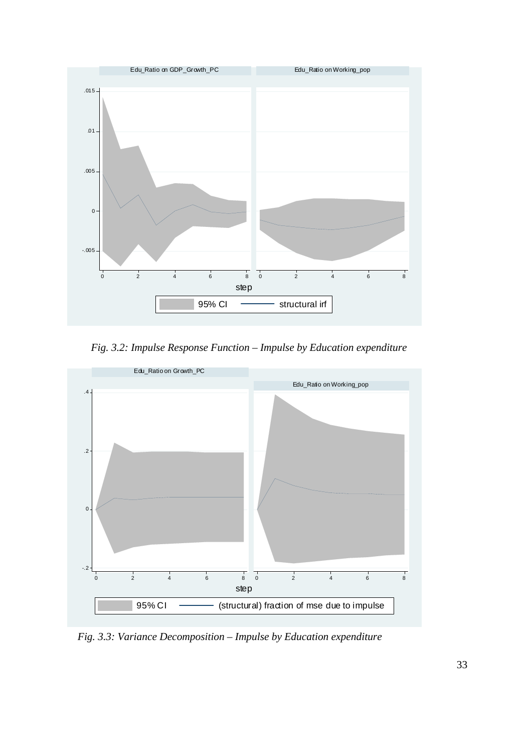*Fig. 3.2: Impulse Response Function – Impulse by Education expenditure*

*Fig. 3.3: Variance Decomposition – Impulse by Education expenditure*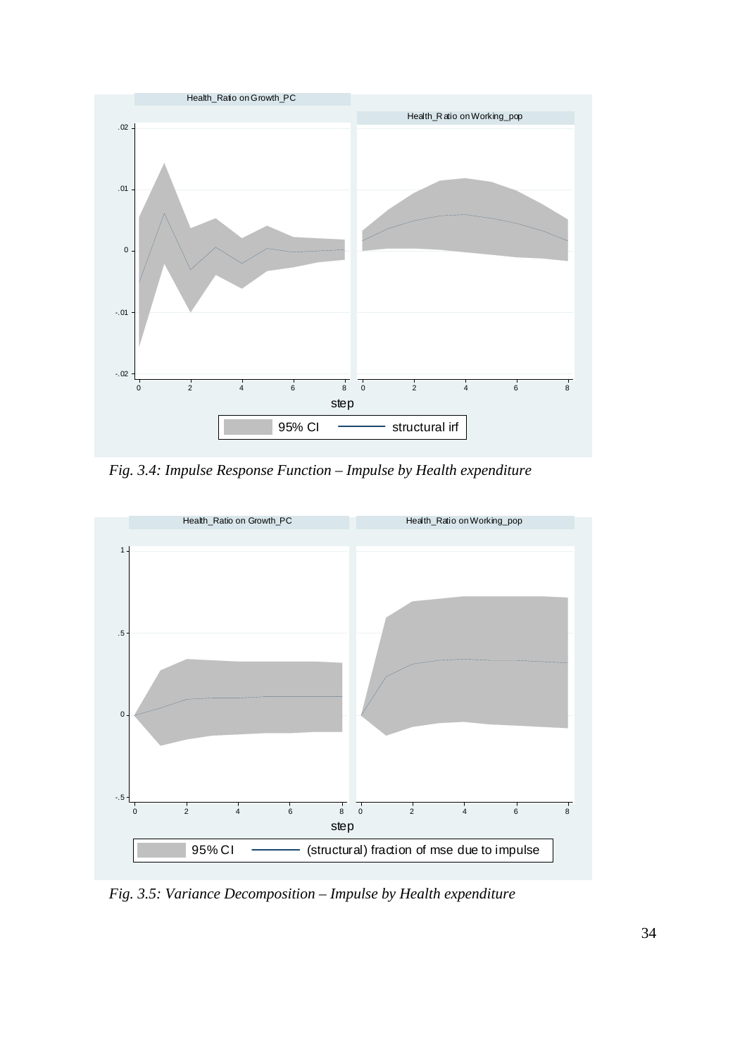*Fig. 3.4: Impulse Response Function – Impulse by Health expenditure*

*Fig. 3.5: Variance Decomposition – Impulse by Health expenditure*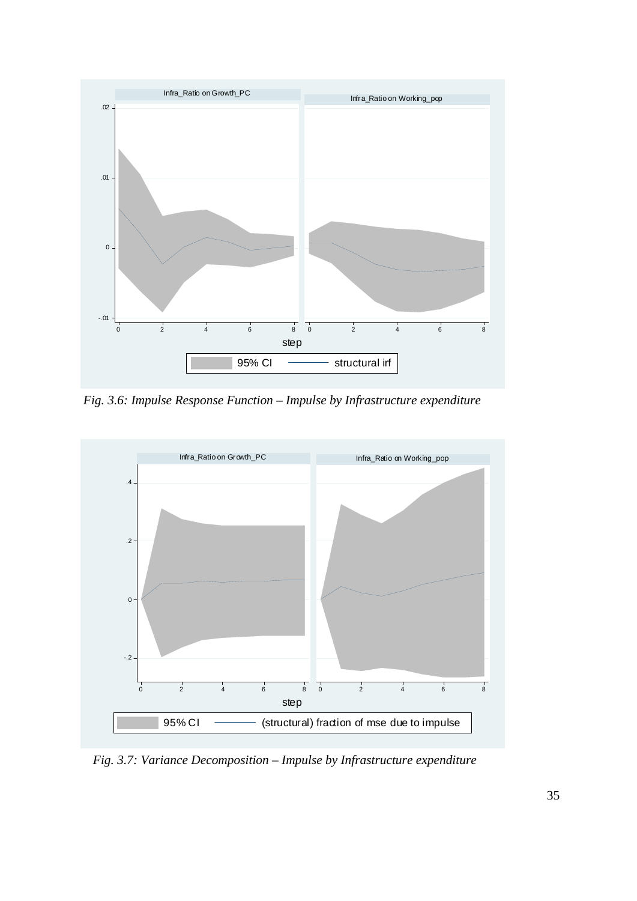*Fig. 3.6: Impulse Response Function – Impulse by Infrastructure expenditure*

*Fig. 3.7: Variance Decomposition – Impulse by Infrastructure expenditure*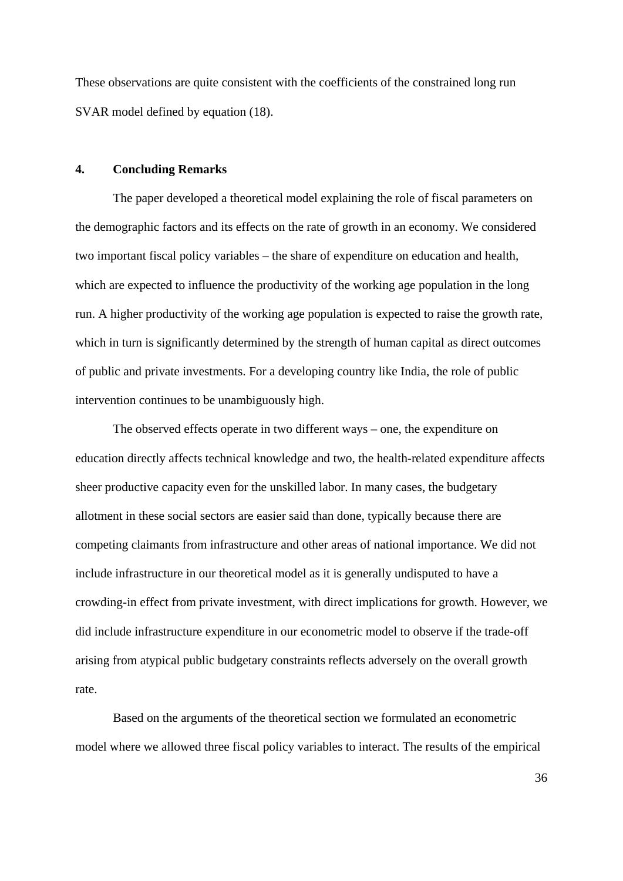These observations are quite consistent with the coefficients of the constrained long run SVAR model defined by equation (18).

## 4. Concluding Remarks

The paper developed a theoretical model explaining the role of fiscal parameters on the demographic factors and its effects on the rate of growth in an economy. We considered two important fiscal policy variables – the share of expenditure on education and health, which are expected to influence the productivity of the working age population in the long run. A higher productivity of the working age population is expected to raise the growth rate, which in turn is significantly determined by the strength of human capital as direct outcomes of public and private investments. For a developing country like India, the role of public intervention continues to be unambiguously high.

The observed effects operate in two different ways – one, the expenditure on education directly affects technical knowledge and two, the health-related expenditure affects sheer productive capacity even for the unskilled labor. In many cases, the budgetary allotment in these social sectors are easier said than done, typically because there are competing claimants from infrastructure and other areas of national importance. We did not include infrastructure in our theoretical model as it is generally undisputed to have a crowding-in effect from private investment, with direct implications for growth. However, we did include infrastructure expenditure in our econometric model to observe if the trade-off arising from atypical public budgetary constraints reflects adversely on the overall growth rate.

Based on the arguments of the theoretical section we formulated an econometric model where we allowed three fiscal policy variables to interact. The results of the empirical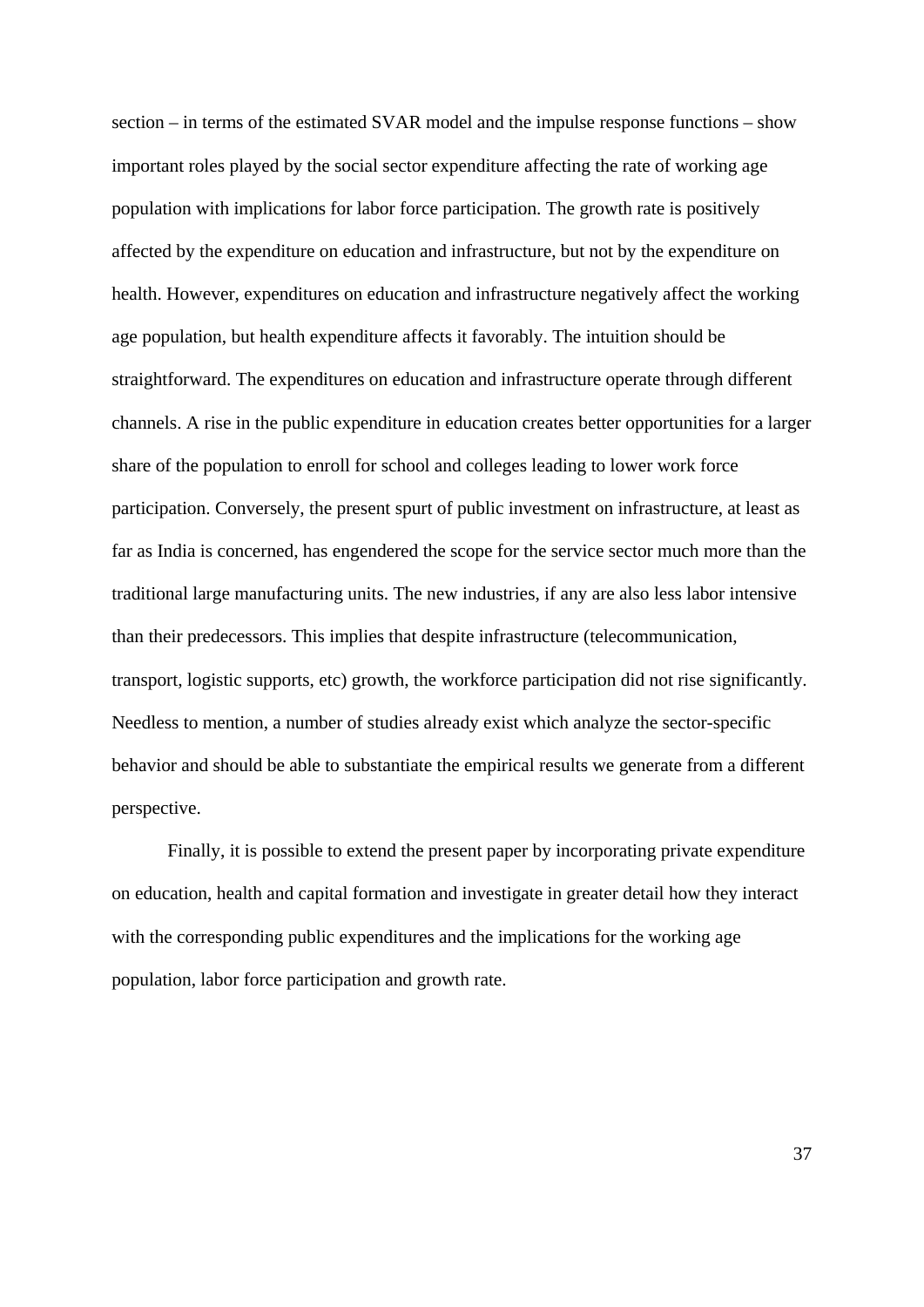section – in terms of the estimated SVAR model and the impulse response functions – show important roles played by the social sector expenditure affecting the rate of working age population with implications for labor force participation. The growth rate is positively affected by the expenditure on education and infrastructure, but not by the expenditure on health. However, expenditures on education and infrastructure negatively affect the working age population, but health expenditure affects it favorably. The intuition should be straightforward. The expenditures on education and infrastructure operate through different channels. A rise in the public expenditure in education creates better opportunities for a larger share of the population to enroll for school and colleges leading to lower work force participation. Conversely, the present spurt of public investment on infrastructure, at least as far as India is concerned, has engendered the scope for the service sector much more than the traditional large manufacturing units. The new industries, if any are also less labor intensive than their predecessors. This implies that despite infrastructure (telecommunication, transport, logistic supports, etc) growth, the workforce participation did not rise significantly. Needless to mention, a number of studies already exist which analyze the sector-specific behavior and should be able to substantiate the empirical results we generate from a different perspective.

Finally, it is possible to extend the present paper by incorporating private expenditure on education, health and capital formation and investigate in greater detail how they interact with the corresponding public expenditures and the implications for the working age population, labor force participation and growth rate.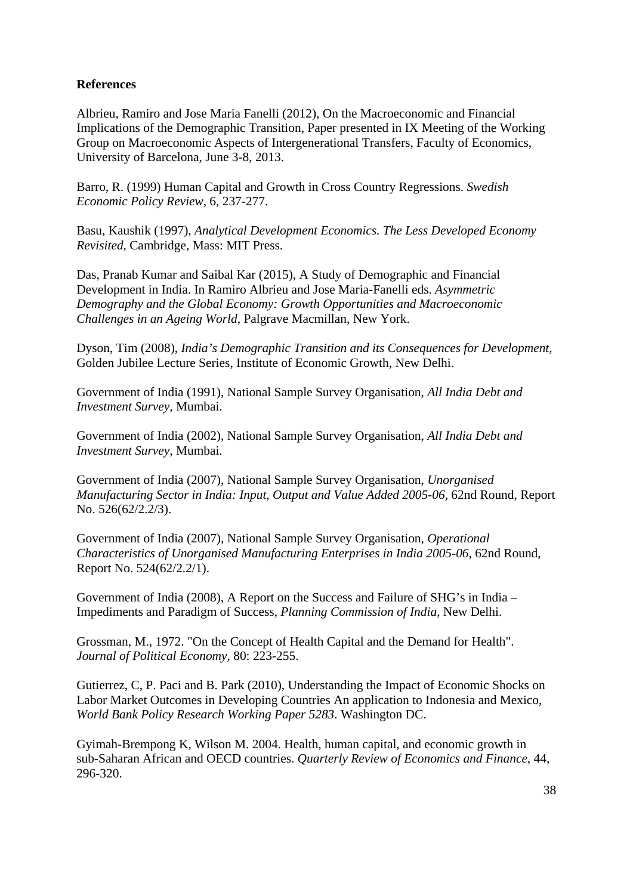**References**

Albrieu, Ramiro and Jose Maria Fanelli (2012), On the Macroeconomic and Financial Implications of the Demographic Transition, Paper presented in IX Meeting of the Working Group on Macroeconomic Aspects of Intergenerational Transfers, Faculty of Economics, University of Barcelona, June 3-8, 2013.

Barro, R. (1999) Human Capital and Growth in Cross Country Regressions. *Swedish Economic Policy Review*, 6, 237-277.

Basu, Kaushik (1997), *Analytical Development Economics. The Less Developed Economy Revisited*, Cambridge, Mass: MIT Press.

Das, Pranab Kumar and Saibal Kar (2015), A Study of Demographic and Financial Development in India. In Ramiro Albrieu and Jose Maria-Fanelli eds. *Asymmetric Demography and the Global Economy: Growth Opportunities and Macroeconomic Challenges in an Ageing World*, Palgrave Macmillan, New York.

Dyson, Tim (2008), *India's Demographic Transition and its Consequences for Development*, Golden Jubilee Lecture Series, Institute of Economic Growth, New Delhi.

Government of India (1991), National Sample Survey Organisation, *All India Debt and Investment Survey*, Mumbai.

Government of India (2002), National Sample Survey Organisation, *All India Debt and Investment Survey*, Mumbai.

Government of India (2007), National Sample Survey Organisation, *Unorganised Manufacturing Sector in India: Input, Output and Value Added 2005-06*, 62nd Round, Report No. 526(62/2.2/3).

Government of India (2007), National Sample Survey Organisation, *Operational Characteristics of Unorganised Manufacturing Enterprises in India 2005-06*, 62nd Round, Report No. 524(62/2.2/1).

Government of India (2008), A Report on the Success and Failure of SHG's in India – Impediments and Paradigm of Success, *Planning Commission of India*, New Delhi.

Grossman, M., 1972. "On the Concept of Health Capital and the Demand for Health". *Journal of Political Economy*, 80: 223-255.

Gutierrez, C, P. Paci and B. Park (2010), Understanding the Impact of Economic Shocks on Labor Market Outcomes in Developing Countries An application to Indonesia and Mexico, *World Bank Policy Research Working Paper 5283*. Washington DC.

Gyimah-Brempong K, Wilson M. 2004. Health, human capital, and economic growth in sub-Saharan African and OECD countries. *Quarterly Review of Economics and Finance*, 44, 296-320.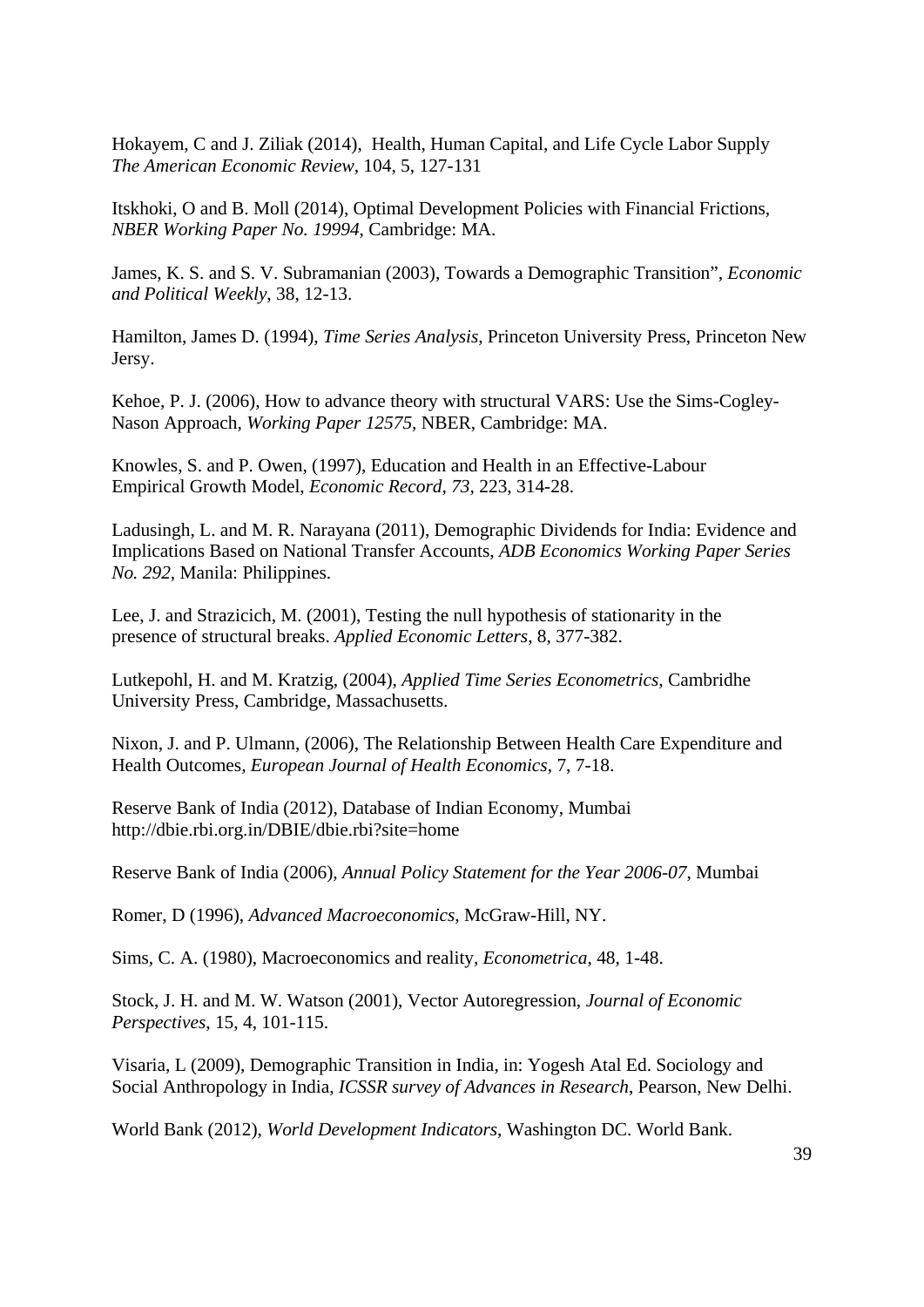Hokayem, C and J. Ziliak (2014), Health, Human Capital, and Life Cycle Labor Supply *The American Economic Review*, 104, 5, 127-131

Itskhoki, O and B. Moll (2014), Optimal Development Policies with Financial Frictions, *NBER Working Paper No. 19994*, Cambridge: MA.

James, K. S. and S. V. Subramanian (2003), Towards a Demographic Transition", *Economic and Political Weekly*, 38, 12-13.

Hamilton, James D. (1994), *Time Series Analysis*, Princeton University Press, Princeton New Jersy.

Kehoe, P. J. (2006), How to advance theory with structural VARS: Use the Sims-Cogley-Nason Approach, *Working Paper 12575*, NBER, Cambridge: MA.

Knowles, S. and P. Owen, (1997), Education and Health in an Effective-Labour Empirical Growth Model, *Economic Record*, *73*, 223, 314-28.

Ladusingh, L. and M. R. Narayana (2011), Demographic Dividends for India: Evidence and Implications Based on National Transfer Accounts, *ADB Economics Working Paper Series No. 292*, Manila: Philippines.

Lee, J. and Strazicich, M. (2001), Testing the null hypothesis of stationarity in the presence of structural breaks. *Applied Economic Letters*, 8, 377-382.

Lutkepohl, H. and M. Kratzig, (2004), *Applied Time Series Econometrics*, Cambridhe University Press, Cambridge, Massachusetts.

Nixon, J. and P. Ulmann, (2006), The Relationship Between Health Care Expenditure and Health Outcomes, *European Journal of Health Economics*, 7, 7-18.

Reserve Bank of India (2012), Database of Indian Economy, Mumbai http://dbie.rbi.org.in/DBIE/dbie.rbi?site=home

Reserve Bank of India (2006), *Annual Policy Statement for the Year 2006-07*, Mumbai

Romer, D (1996), *Advanced Macroeconomics*, McGraw-Hill, NY.

Sims, C. A. (1980), Macroeconomics and reality, *Econometrica*, 48, 1-48.

Stock, J. H. and M. W. Watson (2001), Vector Autoregression, *Journal of Economic Perspectives*, 15, 4, 101-115.

Visaria, L (2009), Demographic Transition in India, in: Yogesh Atal Ed. Sociology and Social Anthropology in India, *ICSSR survey of Advances in Research*, Pearson, New Delhi.

World Bank (2012), *World Development Indicators*, Washington DC. World Bank.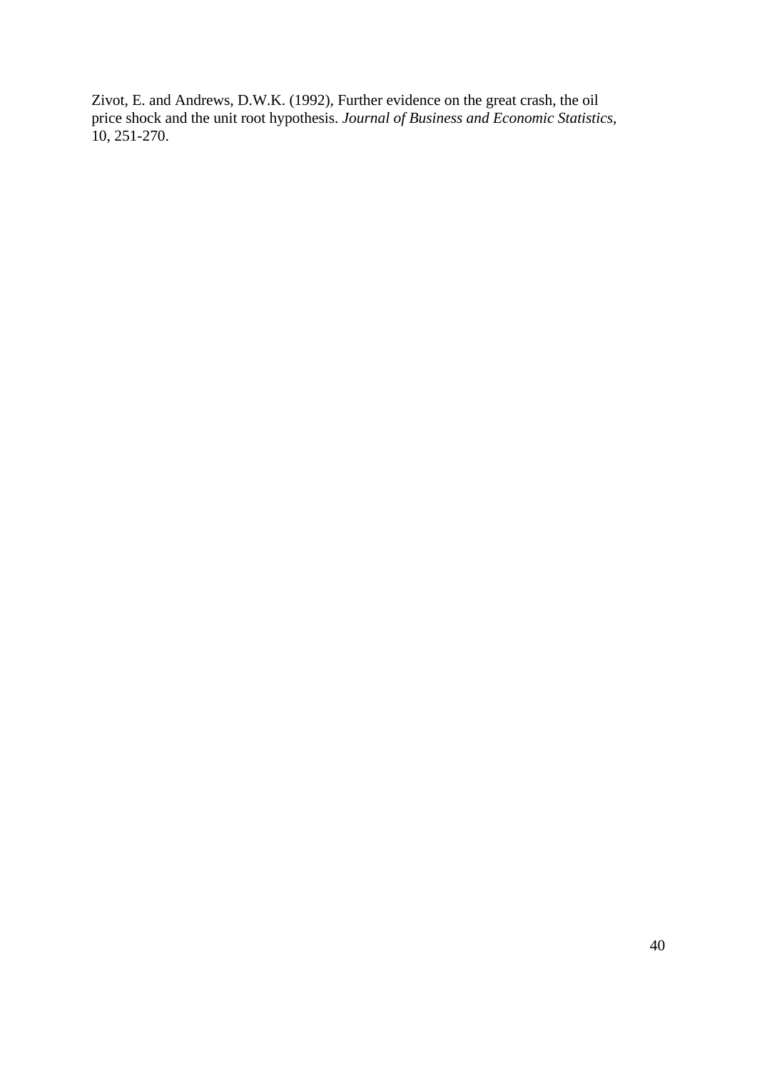Zivot, E. and Andrews, D.W.K. (1992), Further evidence on the great crash, the oil price shock and the unit root hypothesis. *Journal of Business and Economic Statistics*, 10, 251-270.